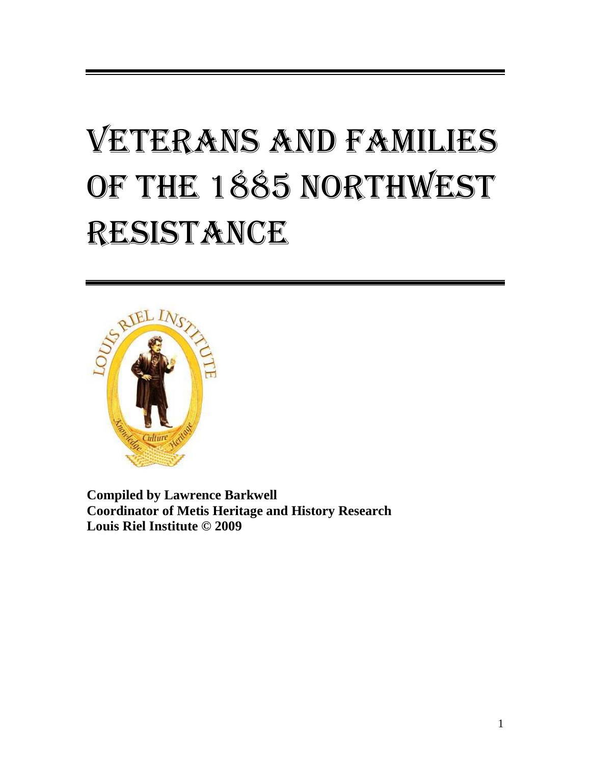# Veterans and Families of the 1885 Northwest Resistance

**Compiled by Lawrence Barkwell**
**Coordinator of Metis Heritage and History Research**
**Louis Riel Institute © 2009**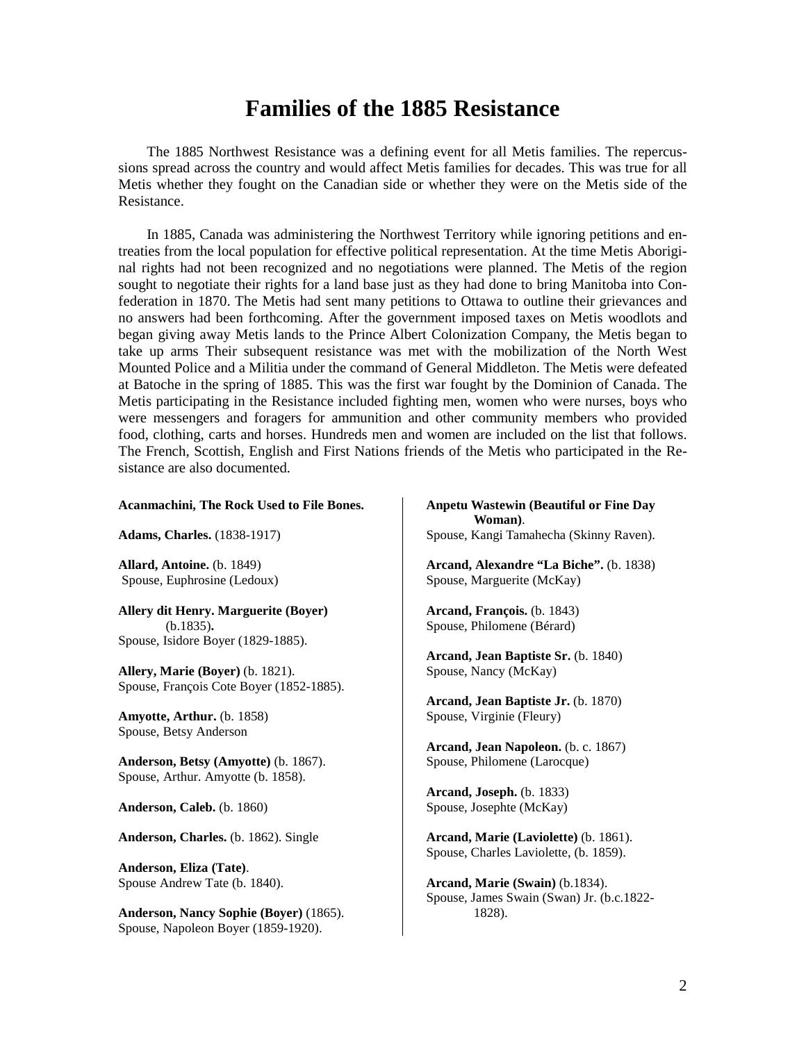# Families of the 1885 Resistance

The 1885 Northwest Resistance was a defining event for all Metis families. The repercussions spread across the country and would affect Metis families for decades. This was true for all Metis whether they fought on the Canadian side or whether they were on the Metis side of the Resistance.

In 1885, Canada was administering the Northwest Territory while ignoring petitions and entreaties from the local population for effective political representation. At the time Metis Aboriginal rights had not been recognized and no negotiations were planned. The Metis of the region sought to negotiate their rights for a land base just as they had done to bring Manitoba into Confederation in 1870. The Metis had sent many petitions to Ottawa to outline their grievances and no answers had been forthcoming. After the government imposed taxes on Metis woodlots and began giving away Metis lands to the Prince Albert Colonization Company, the Metis began to take up arms Their subsequent resistance was met with the mobilization of the North West Mounted Police and a Militia under the command of General Middleton. The Metis were defeated at Batoche in the spring of 1885. This was the first war fought by the Dominion of Canada. The Metis participating in the Resistance included fighting men, women who were nurses, boys who were messengers and foragers for ammunition and other community members who provided food, clothing, carts and horses. Hundreds men and women are included on the list that follows. The French, Scottish, English and First Nations friends of the Metis who participated in the Resistance are also documented.

**Acanmachini, The Rock Used to File Bones.**

**Adams, Charles.** (1838-1917)

**Allard, Antoine.** (b. 1849)
Spouse, Euphrosine (Ledoux)

**Allery dit Henry. Marguerite (Boyer)** (b.1835)**.**
Spouse, Isidore Boyer (1829-1885).

**Allery, Marie (Boyer)** (b. 1821).
Spouse, François Cote Boyer (1852-1885).

**Amyotte, Arthur.** (b. 1858)
Spouse, Betsy Anderson

**Anderson, Betsy (Amyotte)** (b. 1867).
Spouse, Arthur. Amyotte (b. 1858).

**Anderson, Caleb.** (b. 1860)

**Anderson, Charles.** (b. 1862). Single

**Anderson, Eliza (Tate)**.
Spouse Andrew Tate (b. 1840).

**Anderson, Nancy Sophie (Boyer)** (1865).
Spouse, Napoleon Boyer (1859-1920).

**Anpetu Wastewin (Beautiful or Fine Day Woman)**.
Spouse, Kangi Tamahecha (Skinny Raven).

**Arcand, Alexandre "La Biche".** (b. 1838)
Spouse, Marguerite (McKay)

**Arcand, François.** (b. 1843)
Spouse, Philomene (Bérard)

**Arcand, Jean Baptiste Sr.** (b. 1840)
Spouse, Nancy (McKay)

**Arcand, Jean Baptiste Jr.** (b. 1870)
Spouse, Virginie (Fleury)

**Arcand, Jean Napoleon.** (b. c. 1867)
Spouse, Philomene (Larocque)

**Arcand, Joseph.** (b. 1833)
Spouse, Josephte (McKay)

**Arcand, Marie (Laviolette)** (b. 1861).
Spouse, Charles Laviolette, (b. 1859).

**Arcand, Marie (Swain)** (b.1834).
Spouse, James Swain (Swan) Jr. (b.c.1822-1828).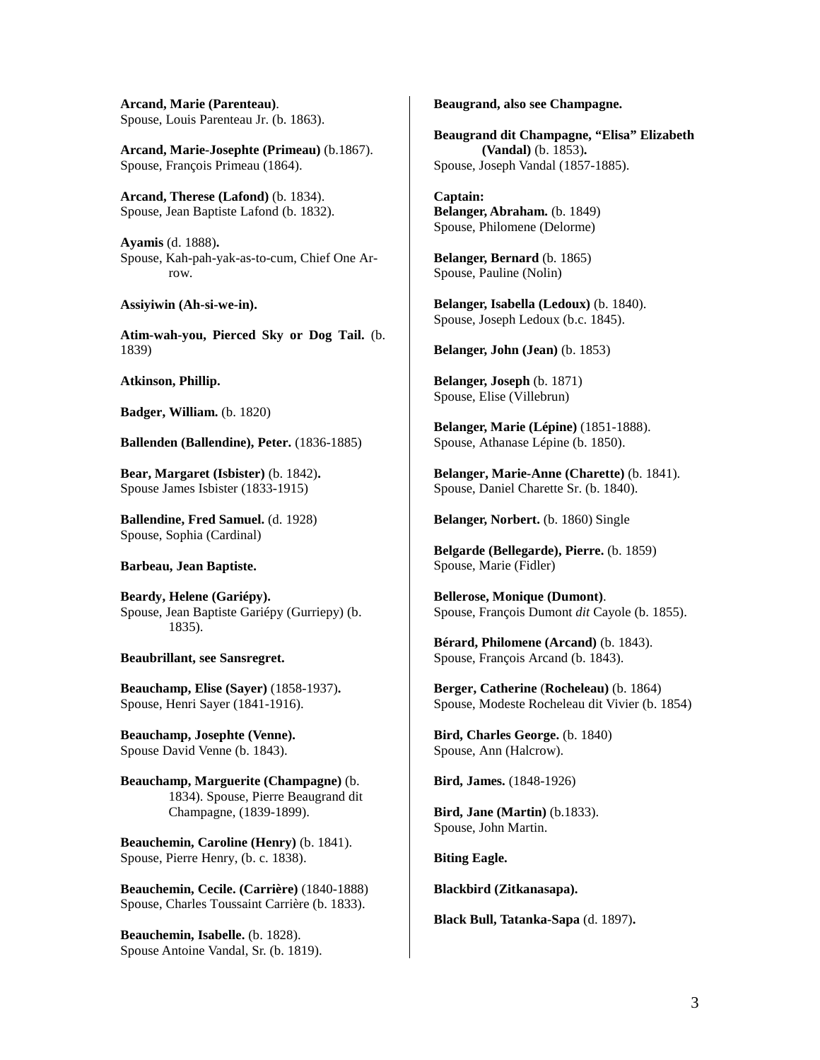**Arcand, Marie (Parenteau)**.
Spouse, Louis Parenteau Jr. (b. 1863).

**Arcand, Marie-Josephte (Primeau)** (b.1867).
Spouse, François Primeau (1864).

**Arcand, Therese (Lafond)** (b. 1834).
Spouse, Jean Baptiste Lafond (b. 1832).

**Ayamis** (d. 1888)**.**
Spouse, Kah-pah-yak-as-to-cum, Chief One Arrow.

**Assiyiwin (Ah-si-we-in).**

**Atim-wah-you, Pierced Sky or Dog Tail.** (b. 1839)

**Atkinson, Phillip.**

**Badger, William.** (b. 1820)

**Ballenden (Ballendine), Peter.** (1836-1885)

**Bear, Margaret (Isbister)** (b. 1842)**.**
Spouse James Isbister (1833-1915)

**Ballendine, Fred Samuel.** (d. 1928)
Spouse, Sophia (Cardinal)

**Barbeau, Jean Baptiste.**

**Beardy, Helene (Gariépy).**
Spouse, Jean Baptiste Gariépy (Gurriepy) (b. 1835).

**Beaubrillant, see Sansregret.**

**Beauchamp, Elise (Sayer)** (1858-1937)**.**
Spouse, Henri Sayer (1841-1916).

**Beauchamp, Josephte (Venne).**
Spouse David Venne (b. 1843).

**Beauchamp, Marguerite (Champagne)** (b. 1834). Spouse, Pierre Beaugrand dit Champagne, (1839-1899).

**Beauchemin, Caroline (Henry)** (b. 1841).
Spouse, Pierre Henry, (b. c. 1838).

**Beauchemin, Cecile. (Carrière)** (1840-1888)
Spouse, Charles Toussaint Carrière (b. 1833).

**Beauchemin, Isabelle.** (b. 1828).
Spouse Antoine Vandal, Sr. (b. 1819).

**Beaugrand, also see Champagne.**

**Beaugrand dit Champagne, "Elisa" Elizabeth (Vandal)** (b. 1853)**.**
Spouse, Joseph Vandal (1857-1885).

**Captain:**
**Belanger, Abraham.** (b. 1849)
Spouse, Philomene (Delorme)

**Belanger, Bernard** (b. 1865)
Spouse, Pauline (Nolin)

**Belanger, Isabella (Ledoux)** (b. 1840).
Spouse, Joseph Ledoux (b.c. 1845).

**Belanger, John (Jean)** (b. 1853)

**Belanger, Joseph** (b. 1871)
Spouse, Elise (Villebrun)

**Belanger, Marie (Lépine)** (1851-1888).
Spouse, Athanase Lépine (b. 1850).

**Belanger, Marie-Anne (Charette)** (b. 1841).
Spouse, Daniel Charette Sr. (b. 1840).

**Belanger, Norbert.** (b. 1860) Single

**Belgarde (Bellegarde), Pierre.** (b. 1859)
Spouse, Marie (Fidler)

**Bellerose, Monique (Dumont)**.
Spouse, François Dumont *dit* Cayole (b. 1855).

**Bérard, Philomene (Arcand)** (b. 1843).
Spouse, François Arcand (b. 1843).

**Berger, Catherine** (**Rocheleau)** (b. 1864)
Spouse, Modeste Rocheleau dit Vivier (b. 1854)

**Bird, Charles George.** (b. 1840)
Spouse, Ann (Halcrow).

**Bird, James.** (1848-1926)

**Bird, Jane (Martin)** (b.1833).
Spouse, John Martin.

**Biting Eagle.**

**Blackbird (Zitkanasapa).**

**Black Bull, Tatanka-Sapa** (d. 1897)**.**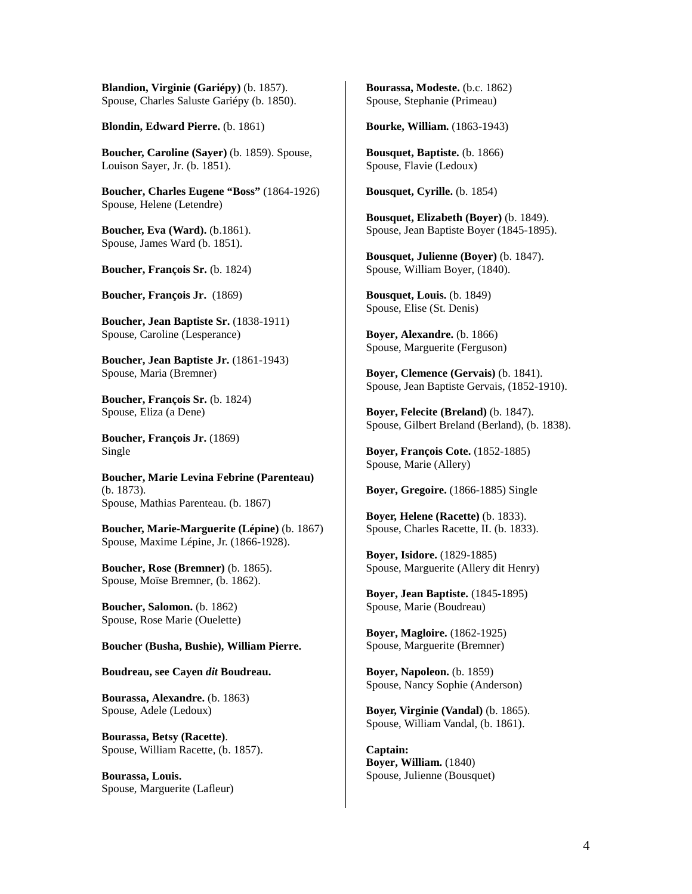**Blandion, Virginie (Gariépy)** (b. 1857).
Spouse, Charles Saluste Gariépy (b. 1850).

**Blondin, Edward Pierre.** (b. 1861)

**Boucher, Caroline (Sayer)** (b. 1859). Spouse, Louison Sayer, Jr. (b. 1851).

**Boucher, Charles Eugene "Boss"** (1864-1926)
Spouse, Helene (Letendre)

**Boucher, Eva (Ward).** (b.1861).
Spouse, James Ward (b. 1851).

**Boucher, François Sr.** (b. 1824)

**Boucher, François Jr.** (1869)

**Boucher, Jean Baptiste Sr.** (1838-1911)
Spouse, Caroline (Lesperance)

**Boucher, Jean Baptiste Jr.** (1861-1943)
Spouse, Maria (Bremner)

**Boucher, François Sr.** (b. 1824)
Spouse, Eliza (a Dene)

**Boucher, François Jr.** (1869)
Single

**Boucher, Marie Levina Febrine (Parenteau)** (b. 1873).
Spouse, Mathias Parenteau. (b. 1867)

**Boucher, Marie-Marguerite (Lépine)** (b. 1867)
Spouse, Maxime Lépine, Jr. (1866-1928).

**Boucher, Rose (Bremner)** (b. 1865).
Spouse, Moïse Bremner, (b. 1862).

**Boucher, Salomon.** (b. 1862)
Spouse, Rose Marie (Ouelette)

**Boucher (Busha, Bushie), William Pierre.**

**Boudreau, see Cayen *dit* Boudreau.**

**Bourassa, Alexandre.** (b. 1863)
Spouse, Adele (Ledoux)

**Bourassa, Betsy (Racette)**.
Spouse, William Racette, (b. 1857).

**Bourassa, Louis.**
Spouse, Marguerite (Lafleur)

**Bourassa, Modeste.** (b.c. 1862)
Spouse, Stephanie (Primeau)

**Bourke, William.** (1863-1943)

**Bousquet, Baptiste.** (b. 1866)
Spouse, Flavie (Ledoux)

**Bousquet, Cyrille.** (b. 1854)

**Bousquet, Elizabeth (Boyer)** (b. 1849).
Spouse, Jean Baptiste Boyer (1845-1895).

**Bousquet, Julienne (Boyer)** (b. 1847).
Spouse, William Boyer, (1840).

**Bousquet, Louis.** (b. 1849)
Spouse, Elise (St. Denis)

**Boyer, Alexandre.** (b. 1866)
Spouse, Marguerite (Ferguson)

**Boyer, Clemence (Gervais)** (b. 1841).
Spouse, Jean Baptiste Gervais, (1852-1910).

**Boyer, Felecite (Breland)** (b. 1847).
Spouse, Gilbert Breland (Berland), (b. 1838).

**Boyer, François Cote.** (1852-1885)
Spouse, Marie (Allery)

**Boyer, Gregoire.** (1866-1885) Single

**Boyer, Helene (Racette)** (b. 1833).
Spouse, Charles Racette, II. (b. 1833).

**Boyer, Isidore.** (1829-1885)
Spouse, Marguerite (Allery dit Henry)

**Boyer, Jean Baptiste.** (1845-1895)
Spouse, Marie (Boudreau)

**Boyer, Magloire.** (1862-1925)
Spouse, Marguerite (Bremner)

**Boyer, Napoleon.** (b. 1859)
Spouse, Nancy Sophie (Anderson)

**Boyer, Virginie (Vandal)** (b. 1865).
Spouse, William Vandal, (b. 1861).

**Captain:**
**Boyer, William.** (1840)
Spouse, Julienne (Bousquet)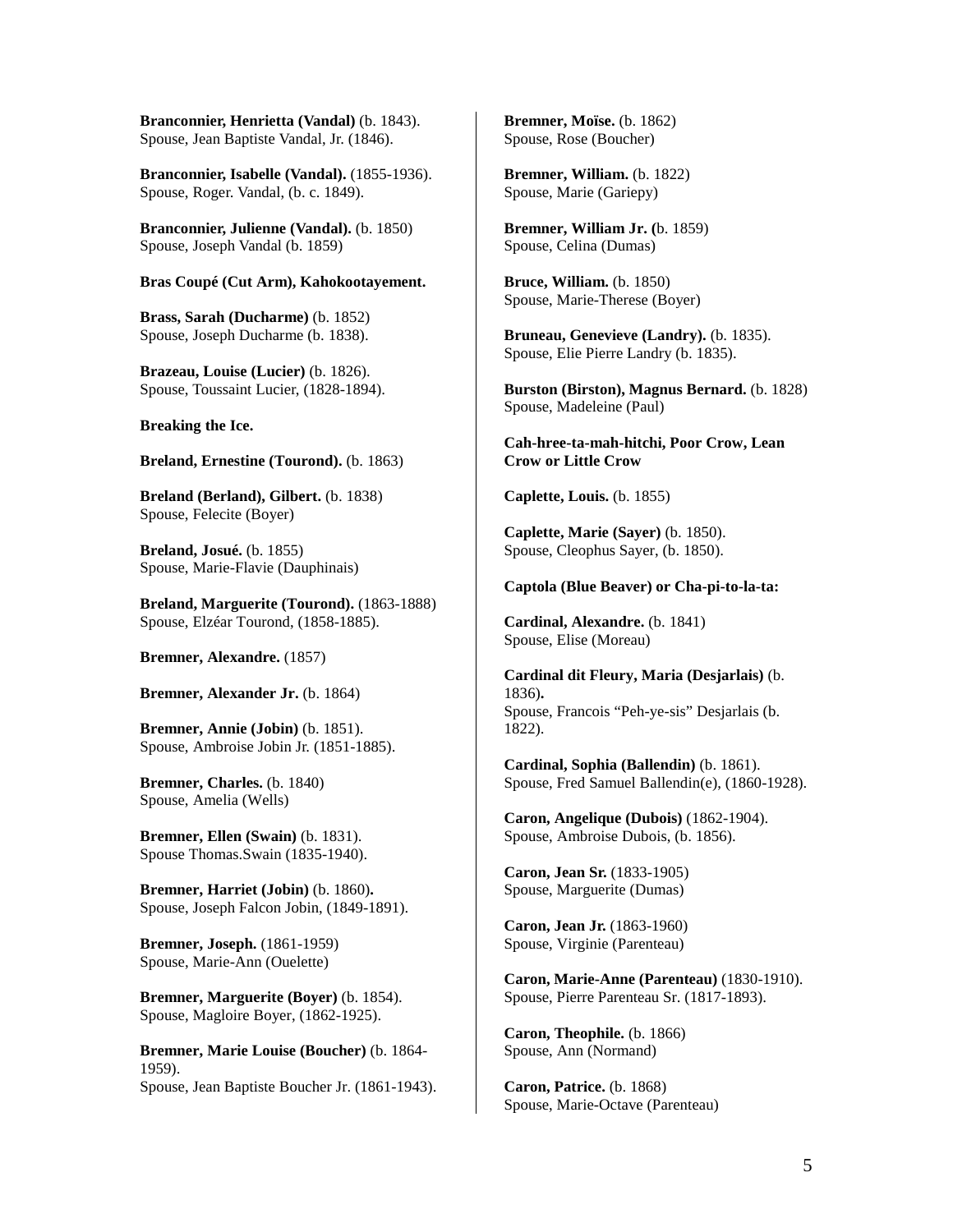**Branconnier, Henrietta (Vandal)** (b. 1843).
Spouse, Jean Baptiste Vandal, Jr. (1846).

**Branconnier, Isabelle (Vandal).** (1855-1936).
Spouse, Roger. Vandal, (b. c. 1849).

**Branconnier, Julienne (Vandal).** (b. 1850)
Spouse, Joseph Vandal (b. 1859)

**Bras Coupé (Cut Arm), Kahokootayement.**

**Brass, Sarah (Ducharme)** (b. 1852)
Spouse, Joseph Ducharme (b. 1838).

**Brazeau, Louise (Lucier)** (b. 1826).
Spouse, Toussaint Lucier, (1828-1894).

**Breaking the Ice.**

**Breland, Ernestine (Tourond).** (b. 1863)

**Breland (Berland), Gilbert.** (b. 1838)
Spouse, Felecite (Boyer)

**Breland, Josué.** (b. 1855)
Spouse, Marie-Flavie (Dauphinais)

**Breland, Marguerite (Tourond).** (1863-1888)
Spouse, Elzéar Tourond, (1858-1885).

**Bremner, Alexandre.** (1857)

**Bremner, Alexander Jr.** (b. 1864)

**Bremner, Annie (Jobin)** (b. 1851).
Spouse, Ambroise Jobin Jr. (1851-1885).

**Bremner, Charles.** (b. 1840)
Spouse, Amelia (Wells)

**Bremner, Ellen (Swain)** (b. 1831).
Spouse Thomas.Swain (1835-1940).

**Bremner, Harriet (Jobin)** (b. 1860**).**
Spouse, Joseph Falcon Jobin, (1849-1891).

**Bremner, Joseph.** (1861-1959)
Spouse, Marie-Ann (Ouelette)

**Bremner, Marguerite (Boyer)** (b. 1854).
Spouse, Magloire Boyer, (1862-1925).

**Bremner, Marie Louise (Boucher)** (b. 1864-1959).
Spouse, Jean Baptiste Boucher Jr. (1861-1943).

**Bremner, Moïse.** (b. 1862)
Spouse, Rose (Boucher)

**Bremner, William.** (b. 1822)
Spouse, Marie (Gariepy)

**Bremner, William Jr. (**b. 1859)
Spouse, Celina (Dumas)

**Bruce, William.** (b. 1850)
Spouse, Marie-Therese (Boyer)

**Bruneau, Genevieve (Landry).** (b. 1835).
Spouse, Elie Pierre Landry (b. 1835).

**Burston (Birston), Magnus Bernard.** (b. 1828)
Spouse, Madeleine (Paul)

**Cah-hree-ta-mah-hitchi, Poor Crow, Lean Crow or Little Crow**

**Caplette, Louis.** (b. 1855)

**Caplette, Marie (Sayer)** (b. 1850).
Spouse, Cleophus Sayer, (b. 1850).

**Captola (Blue Beaver) or Cha-pi-to-la-ta:**

**Cardinal, Alexandre.** (b. 1841)
Spouse, Elise (Moreau)

**Cardinal dit Fleury, Maria (Desjarlais)** (b. 1836**).**
Spouse, Francois "Peh-ye-sis" Desjarlais (b. 1822).

**Cardinal, Sophia (Ballendin)** (b. 1861).
Spouse, Fred Samuel Ballendin(e), (1860-1928).

**Caron, Angelique (Dubois)** (1862-1904).
Spouse, Ambroise Dubois, (b. 1856).

**Caron, Jean Sr.** (1833-1905)
Spouse, Marguerite (Dumas)

**Caron, Jean Jr.** (1863-1960)
Spouse, Virginie (Parenteau)

**Caron, Marie-Anne (Parenteau)** (1830-1910).
Spouse, Pierre Parenteau Sr. (1817-1893).

**Caron, Theophile.** (b. 1866)
Spouse, Ann (Normand)

**Caron, Patrice.** (b. 1868)
Spouse, Marie-Octave (Parenteau)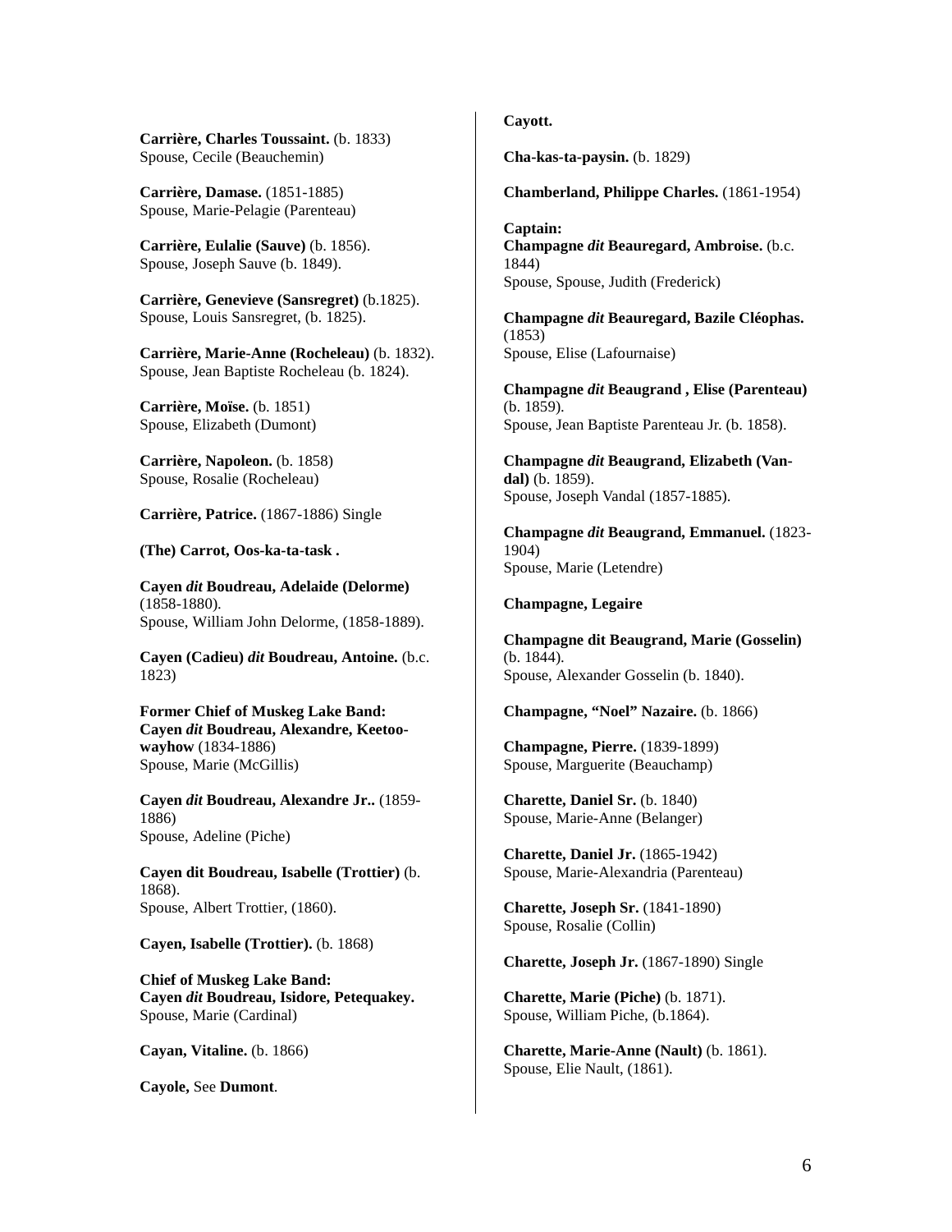**Carrière, Charles Toussaint.** (b. 1833)
Spouse, Cecile (Beauchemin)

**Carrière, Damase.** (1851-1885)
Spouse, Marie-Pelagie (Parenteau)

**Carrière, Eulalie (Sauve)** (b. 1856).
Spouse, Joseph Sauve (b. 1849).

**Carrière, Genevieve (Sansregret)** (b.1825).
Spouse, Louis Sansregret, (b. 1825).

**Carrière, Marie-Anne (Rocheleau)** (b. 1832).
Spouse, Jean Baptiste Rocheleau (b. 1824).

**Carrière, Moïse.** (b. 1851)
Spouse, Elizabeth (Dumont)

**Carrière, Napoleon.** (b. 1858)
Spouse, Rosalie (Rocheleau)

**Carrière, Patrice.** (1867-1886) Single

**(The) Carrot, Oos-ka-ta-task .**

**Cayen *dit* Boudreau, Adelaide (Delorme)** (1858-1880).
Spouse, William John Delorme, (1858-1889).

**Cayen (Cadieu) *dit* Boudreau, Antoine.** (b.c. 1823)

**Former Chief of Muskeg Lake Band:**
**Cayen *dit* Boudreau, Alexandre, Keetoowayhow** (1834-1886)
Spouse, Marie (McGillis)

**Cayen *dit* Boudreau, Alexandre Jr..** (1859-1886)
Spouse, Adeline (Piche)

**Cayen dit Boudreau, Isabelle (Trottier)** (b. 1868).
Spouse, Albert Trottier, (1860).

**Cayen, Isabelle (Trottier).** (b. 1868)

**Chief of Muskeg Lake Band:**
**Cayen *dit* Boudreau, Isidore, Petequakey.**
Spouse, Marie (Cardinal)

**Cayan, Vitaline.** (b. 1866)

**Cayole,** See **Dumont**.

**Cayott.**

**Cha-kas-ta-paysin.** (b. 1829)

**Chamberland, Philippe Charles.** (1861-1954)

**Captain:**
**Champagne *dit* Beauregard, Ambroise.** (b.c. 1844)
Spouse, Spouse, Judith (Frederick)

**Champagne *dit* Beauregard, Bazile Cléophas.** (1853)
Spouse, Elise (Lafournaise)

**Champagne *dit* Beaugrand , Elise (Parenteau)** (b. 1859).
Spouse, Jean Baptiste Parenteau Jr. (b. 1858).

**Champagne *dit* Beaugrand, Elizabeth (Vandal)** (b. 1859).
Spouse, Joseph Vandal (1857-1885).

**Champagne *dit* Beaugrand, Emmanuel.** (1823-1904)
Spouse, Marie (Letendre)

**Champagne, Legaire**

**Champagne dit Beaugrand, Marie (Gosselin)** (b. 1844).
Spouse, Alexander Gosselin (b. 1840).

**Champagne, "Noel" Nazaire.** (b. 1866)

**Champagne, Pierre.** (1839-1899)
Spouse, Marguerite (Beauchamp)

**Charette, Daniel Sr.** (b. 1840)
Spouse, Marie-Anne (Belanger)

**Charette, Daniel Jr.** (1865-1942)
Spouse, Marie-Alexandria (Parenteau)

**Charette, Joseph Sr.** (1841-1890)
Spouse, Rosalie (Collin)

**Charette, Joseph Jr.** (1867-1890) Single

**Charette, Marie (Piche)** (b. 1871).
Spouse, William Piche, (b.1864).

**Charette, Marie-Anne (Nault)** (b. 1861).
Spouse, Elie Nault, (1861).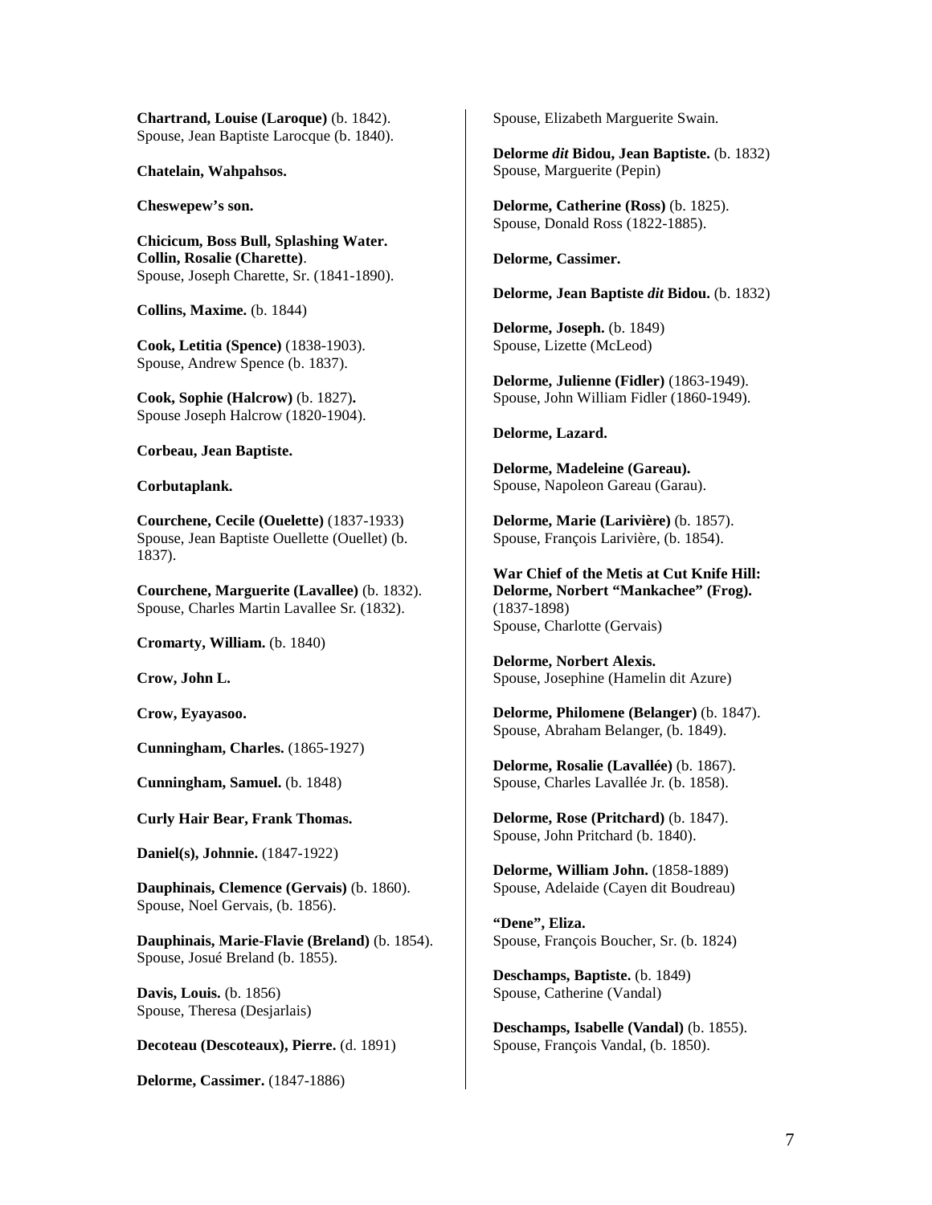**Chartrand, Louise (Laroque)** (b. 1842).
Spouse, Jean Baptiste Larocque (b. 1840).

**Chatelain, Wahpahsos.**

**Cheswepew's son.**

**Chicicum, Boss Bull, Splashing Water.**
**Collin, Rosalie (Charette)**.
Spouse, Joseph Charette, Sr. (1841-1890).

**Collins, Maxime.** (b. 1844)

**Cook, Letitia (Spence)** (1838-1903).
Spouse, Andrew Spence (b. 1837).

**Cook, Sophie (Halcrow)** (b. 1827**).**
Spouse Joseph Halcrow (1820-1904).

**Corbeau, Jean Baptiste.**

**Corbutaplank.**

**Courchene, Cecile (Ouelette)** (1837-1933)
Spouse, Jean Baptiste Ouellette (Ouellet) (b. 1837).

**Courchene, Marguerite (Lavallee)** (b. 1832).
Spouse, Charles Martin Lavallee Sr. (1832).

**Cromarty, William.** (b. 1840)

**Crow, John L.**

**Crow, Eyayasoo.**

**Cunningham, Charles.** (1865-1927)

**Cunningham, Samuel.** (b. 1848)

**Curly Hair Bear, Frank Thomas.**

**Daniel(s), Johnnie.** (1847-1922)

**Dauphinais, Clemence (Gervais)** (b. 1860).
Spouse, Noel Gervais, (b. 1856).

**Dauphinais, Marie-Flavie (Breland)** (b. 1854).
Spouse, Josué Breland (b. 1855).

**Davis, Louis.** (b. 1856)
Spouse, Theresa (Desjarlais)

**Decoteau (Descoteaux), Pierre.** (d. 1891)

**Delorme, Cassimer.** (1847-1886)
Spouse, Elizabeth Marguerite Swain.

**Delorme *dit* Bidou, Jean Baptiste.** (b. 1832)
Spouse, Marguerite (Pepin)

**Delorme, Catherine (Ross)** (b. 1825).
Spouse, Donald Ross (1822-1885).

**Delorme, Cassimer.**

**Delorme, Jean Baptiste *dit* Bidou.** (b. 1832)

**Delorme, Joseph.** (b. 1849)
Spouse, Lizette (McLeod)

**Delorme, Julienne (Fidler)** (1863-1949).
Spouse, John William Fidler (1860-1949).

**Delorme, Lazard.**

**Delorme, Madeleine (Gareau).**
Spouse, Napoleon Gareau (Garau).

**Delorme, Marie (Larivière)** (b. 1857).
Spouse, François Larivière, (b. 1854).

**War Chief of the Metis at Cut Knife Hill: Delorme, Norbert "Mankachee" (Frog).** (1837-1898)
Spouse, Charlotte (Gervais)

**Delorme, Norbert Alexis.**
Spouse, Josephine (Hamelin dit Azure)

**Delorme, Philomene (Belanger)** (b. 1847).
Spouse, Abraham Belanger, (b. 1849).

**Delorme, Rosalie (Lavallée)** (b. 1867).
Spouse, Charles Lavallée Jr. (b. 1858).

**Delorme, Rose (Pritchard)** (b. 1847).
Spouse, John Pritchard (b. 1840).

**Delorme, William John.** (1858-1889)
Spouse, Adelaide (Cayen dit Boudreau)

**"Dene", Eliza.**
Spouse, François Boucher, Sr. (b. 1824)

**Deschamps, Baptiste.** (b. 1849)
Spouse, Catherine (Vandal)

**Deschamps, Isabelle (Vandal)** (b. 1855).
Spouse, François Vandal, (b. 1850).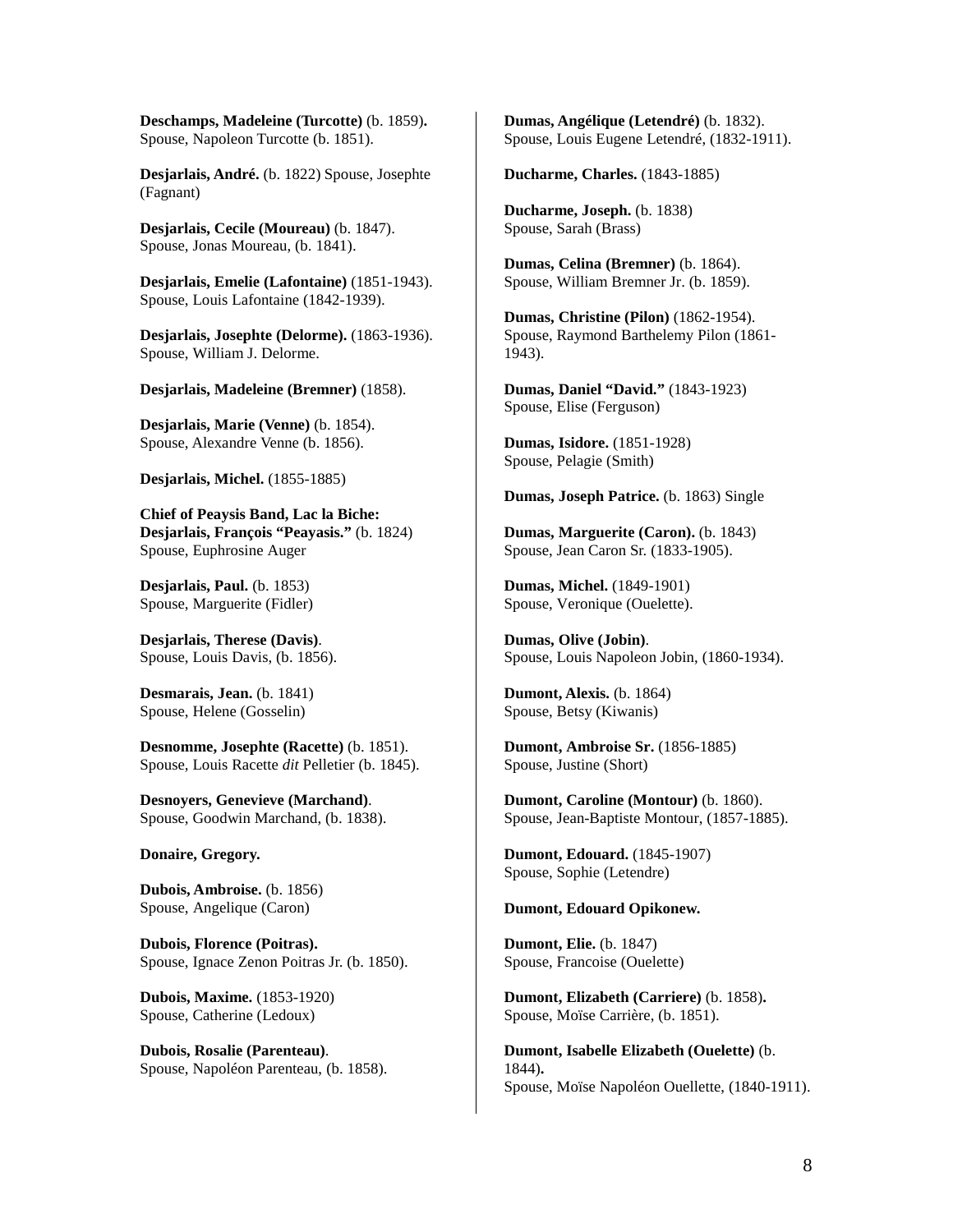**Deschamps, Madeleine (Turcotte)** (b. 1859)**.**
Spouse, Napoleon Turcotte (b. 1851).

**Desjarlais, André.** (b. 1822) Spouse, Josephte (Fagnant)

**Desjarlais, Cecile (Moureau)** (b. 1847).
Spouse, Jonas Moureau, (b. 1841).

**Desjarlais, Emelie (Lafontaine)** (1851-1943).
Spouse, Louis Lafontaine (1842-1939).

**Desjarlais, Josephte (Delorme).** (1863-1936).
Spouse, William J. Delorme.

**Desjarlais, Madeleine (Bremner)** (1858).

**Desjarlais, Marie (Venne)** (b. 1854).
Spouse, Alexandre Venne (b. 1856).

**Desjarlais, Michel.** (1855-1885)

**Chief of Peaysis Band, Lac la Biche: Desjarlais, François "Peayasis."** (b. 1824)
Spouse, Euphrosine Auger

**Desjarlais, Paul.** (b. 1853)
Spouse, Marguerite (Fidler)

**Desjarlais, Therese (Davis)**.
Spouse, Louis Davis, (b. 1856).

**Desmarais, Jean.** (b. 1841)
Spouse, Helene (Gosselin)

**Desnomme, Josephte (Racette)** (b. 1851).
Spouse, Louis Racette *dit* Pelletier (b. 1845).

**Desnoyers, Genevieve (Marchand)**.
Spouse, Goodwin Marchand, (b. 1838).

**Donaire, Gregory.**

**Dubois, Ambroise.** (b. 1856)
Spouse, Angelique (Caron)

**Dubois, Florence (Poitras).**
Spouse, Ignace Zenon Poitras Jr. (b. 1850).

**Dubois, Maxime.** (1853-1920)
Spouse, Catherine (Ledoux)

**Dubois, Rosalie (Parenteau)**.
Spouse, Napoléon Parenteau, (b. 1858).

**Dumas, Angélique (Letendré)** (b. 1832).
Spouse, Louis Eugene Letendré, (1832-1911).

**Ducharme, Charles.** (1843-1885)

**Ducharme, Joseph.** (b. 1838)
Spouse, Sarah (Brass)

**Dumas, Celina (Bremner)** (b. 1864).
Spouse, William Bremner Jr. (b. 1859).

**Dumas, Christine (Pilon)** (1862-1954).
Spouse, Raymond Barthelemy Pilon (1861-1943).

**Dumas, Daniel "David."** (1843-1923)
Spouse, Elise (Ferguson)

**Dumas, Isidore.** (1851-1928)
Spouse, Pelagie (Smith)

**Dumas, Joseph Patrice.** (b. 1863) Single

**Dumas, Marguerite (Caron).** (b. 1843)
Spouse, Jean Caron Sr. (1833-1905).

**Dumas, Michel.** (1849-1901)
Spouse, Veronique (Ouelette).

**Dumas, Olive (Jobin)**.
Spouse, Louis Napoleon Jobin, (1860-1934).

**Dumont, Alexis.** (b. 1864)
Spouse, Betsy (Kiwanis)

**Dumont, Ambroise Sr.** (1856-1885)
Spouse, Justine (Short)

**Dumont, Caroline (Montour)** (b. 1860).
Spouse, Jean-Baptiste Montour, (1857-1885).

**Dumont, Edouard.** (1845-1907)
Spouse, Sophie (Letendre)

**Dumont, Edouard Opikonew.**

**Dumont, Elie.** (b. 1847)
Spouse, Francoise (Ouelette)

**Dumont, Elizabeth (Carriere)** (b. 1858)**.**
Spouse, Moïse Carrière, (b. 1851).

**Dumont, Isabelle Elizabeth (Ouelette)** (b. 1844)**.**
Spouse, Moïse Napoléon Ouellette, (1840-1911).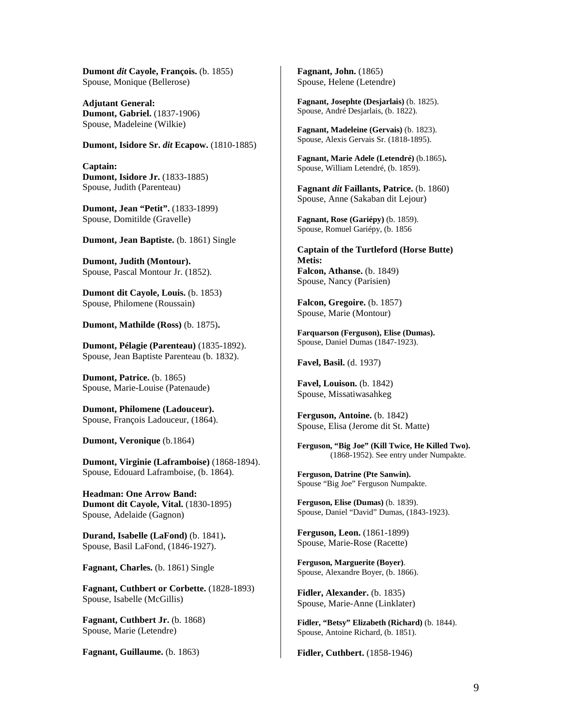**Dumont *dit* Cayole, François.** (b. 1855)
Spouse, Monique (Bellerose)

**Adjutant General:**
**Dumont, Gabriel.** (1837-1906)
Spouse, Madeleine (Wilkie)

**Dumont, Isidore Sr. *dit* Ecapow.** (1810-1885)

**Captain:**
**Dumont, Isidore Jr.** (1833-1885)
Spouse, Judith (Parenteau)

**Dumont, Jean "Petit".** (1833-1899)
Spouse, Domitilde (Gravelle)

**Dumont, Jean Baptiste.** (b. 1861) Single

**Dumont, Judith (Montour).**
Spouse, Pascal Montour Jr. (1852).

**Dumont dit Cayole, Louis.** (b. 1853)
Spouse, Philomene (Roussain)

**Dumont, Mathilde (Ross)** (b. 1875)**.**

**Dumont, Pélagie (Parenteau)** (1835-1892).
Spouse, Jean Baptiste Parenteau (b. 1832).

**Dumont, Patrice.** (b. 1865)
Spouse, Marie-Louise (Patenaude)

**Dumont, Philomene (Ladouceur).**
Spouse, François Ladouceur, (1864).

**Dumont, Veronique** (b.1864)

**Dumont, Virginie (Laframboise)** (1868-1894).
Spouse, Edouard Laframboise, (b. 1864).

**Headman: One Arrow Band:**
**Dumont dit Cayole, Vital.** (1830-1895)
Spouse, Adelaide (Gagnon)

**Durand, Isabelle (LaFond)** (b. 1841)**.**
Spouse, Basil LaFond, (1846-1927).

**Fagnant, Charles.** (b. 1861) Single

**Fagnant, Cuthbert or Corbette.** (1828-1893)
Spouse, Isabelle (McGillis)

**Fagnant, Cuthbert Jr.** (b. 1868)
Spouse, Marie (Letendre)

**Fagnant, Guillaume.** (b. 1863)

**Fagnant, John.** (1865)
Spouse, Helene (Letendre)

**Fagnant, Josephte (Desjarlais)** (b. 1825).
Spouse, André Desjarlais, (b. 1822).

**Fagnant, Madeleine (Gervais)** (b. 1823).
Spouse, Alexis Gervais Sr. (1818-1895).

**Fagnant, Marie Adele (Letendré)** (b.1865)**.**
Spouse, William Letendré, (b. 1859).

**Fagnant *dit* Faillants, Patrice.** (b. 1860)
Spouse, Anne (Sakaban dit Lejour)

**Fagnant, Rose (Gariépy)** (b. 1859).
Spouse, Romuel Gariépy, (b. 1856

**Captain of the Turtleford (Horse Butte) Metis:**
**Falcon, Athanse.** (b. 1849)
Spouse, Nancy (Parisien)

**Falcon, Gregoire.** (b. 1857)
Spouse, Marie (Montour)

**Farquarson (Ferguson), Elise (Dumas).**
Spouse, Daniel Dumas (1847-1923).

**Favel, Basil.** (d. 1937)

**Favel, Louison.** (b. 1842)
Spouse, Missatiwasahkeg

**Ferguson, Antoine.** (b. 1842)
Spouse, Elisa (Jerome dit St. Matte)

**Ferguson, "Big Joe" (Kill Twice, He Killed Two).** (1868-1952). See entry under Numpakte.

**Ferguson, Datrine (Pte Sanwin).**
Spouse "Big Joe" Ferguson Numpakte.

**Ferguson, Elise (Dumas)** (b. 1839).
Spouse, Daniel "David" Dumas, (1843-1923).

**Ferguson, Leon.** (1861-1899)
Spouse, Marie-Rose (Racette)

**Ferguson, Marguerite (Boyer)**.
Spouse, Alexandre Boyer, (b. 1866).

**Fidler, Alexander.** (b. 1835)
Spouse, Marie-Anne (Linklater)

**Fidler, "Betsy" Elizabeth (Richard)** (b. 1844).
Spouse, Antoine Richard, (b. 1851).

**Fidler, Cuthbert.** (1858-1946)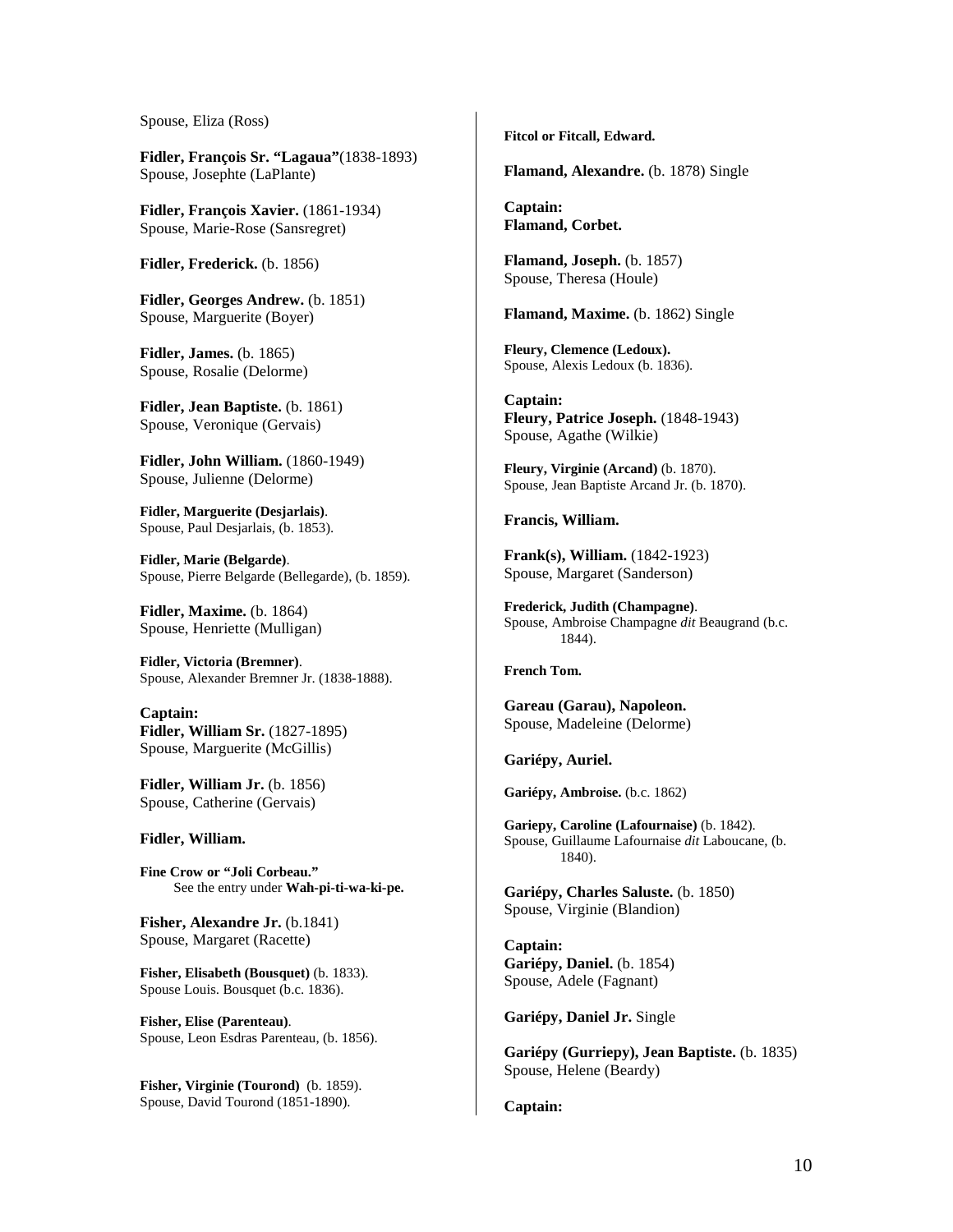Spouse, Eliza (Ross)

**Fidler, François Sr. "Lagaua"**(1838-1893)
Spouse, Josephte (LaPlante)

**Fidler, François Xavier.** (1861-1934)
Spouse, Marie-Rose (Sansregret)

**Fidler, Frederick.** (b. 1856)

**Fidler, Georges Andrew.** (b. 1851)
Spouse, Marguerite (Boyer)

**Fidler, James.** (b. 1865)
Spouse, Rosalie (Delorme)

**Fidler, Jean Baptiste.** (b. 1861)
Spouse, Veronique (Gervais)

**Fidler, John William.** (1860-1949)
Spouse, Julienne (Delorme)

**Fidler, Marguerite (Desjarlais)**.
Spouse, Paul Desjarlais, (b. 1853).

**Fidler, Marie (Belgarde)**.
Spouse, Pierre Belgarde (Bellegarde), (b. 1859).

**Fidler, Maxime.** (b. 1864)
Spouse, Henriette (Mulligan)

**Fidler, Victoria (Bremner)**.
Spouse, Alexander Bremner Jr. (1838-1888).

**Captain:**
**Fidler, William Sr.** (1827-1895)
Spouse, Marguerite (McGillis)

**Fidler, William Jr.** (b. 1856)
Spouse, Catherine (Gervais)

**Fidler, William.**

**Fine Crow or "Joli Corbeau."**
See the entry under **Wah-pi-ti-wa-ki-pe.**

**Fisher, Alexandre Jr.** (b.1841)
Spouse, Margaret (Racette)

**Fisher, Elisabeth (Bousquet)** (b. 1833).
Spouse Louis. Bousquet (b.c. 1836).

**Fisher, Elise (Parenteau)**.
Spouse, Leon Esdras Parenteau, (b. 1856).

**Fisher, Virginie (Tourond)** (b. 1859).
Spouse, David Tourond (1851-1890).

**Fitcol or Fitcall, Edward.**

**Flamand, Alexandre.** (b. 1878) Single

**Captain:**
**Flamand, Corbet.**

**Flamand, Joseph.** (b. 1857)
Spouse, Theresa (Houle)

**Flamand, Maxime.** (b. 1862) Single

**Fleury, Clemence (Ledoux).**
Spouse, Alexis Ledoux (b. 1836).

**Captain:**
**Fleury, Patrice Joseph.** (1848-1943)
Spouse, Agathe (Wilkie)

**Fleury, Virginie (Arcand)** (b. 1870).
Spouse, Jean Baptiste Arcand Jr. (b. 1870).

**Francis, William.**

**Frank(s), William.** (1842-1923)
Spouse, Margaret (Sanderson)

**Frederick, Judith (Champagne)**.
Spouse, Ambroise Champagne *dit* Beaugrand (b.c. 1844).

**French Tom.**

**Gareau (Garau), Napoleon.**
Spouse, Madeleine (Delorme)

**Gariépy, Auriel.**

**Gariépy, Ambroise.** (b.c. 1862)

**Gariepy, Caroline (Lafournaise)** (b. 1842).
Spouse, Guillaume Lafournaise *dit* Laboucane, (b. 1840).

**Gariépy, Charles Saluste.** (b. 1850)
Spouse, Virginie (Blandion)

**Captain:**
**Gariépy, Daniel.** (b. 1854)
Spouse, Adele (Fagnant)

**Gariépy, Daniel Jr.** Single

**Gariépy (Gurriepy), Jean Baptiste.** (b. 1835)
Spouse, Helene (Beardy)

**Captain:**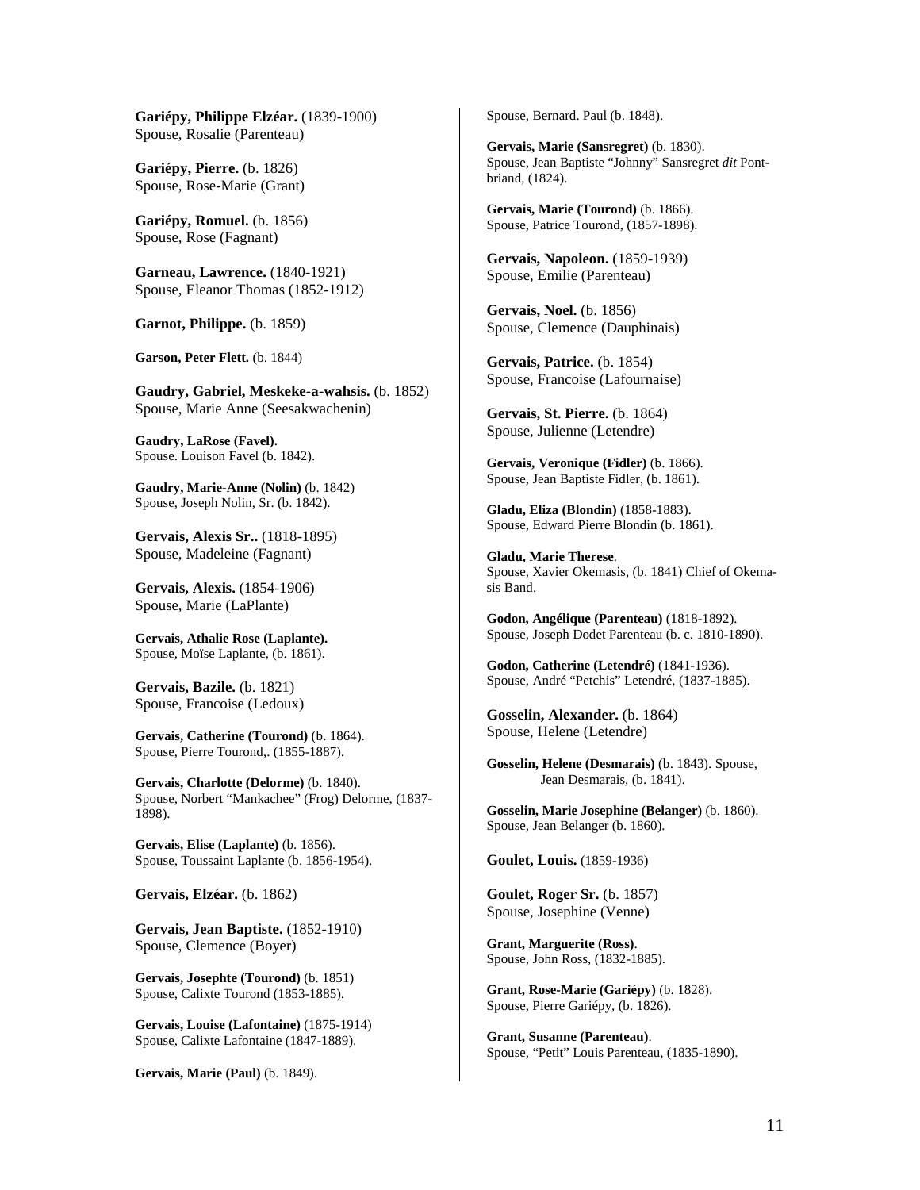**Gariépy, Philippe Elzéar.** (1839-1900)
Spouse, Rosalie (Parenteau)

**Gariépy, Pierre.** (b. 1826)
Spouse, Rose-Marie (Grant)

**Gariépy, Romuel.** (b. 1856)
Spouse, Rose (Fagnant)

**Garneau, Lawrence.** (1840-1921)
Spouse, Eleanor Thomas (1852-1912)

**Garnot, Philippe.** (b. 1859)

**Garson, Peter Flett.** (b. 1844)

**Gaudry, Gabriel, Meskeke-a-wahsis.** (b. 1852)
Spouse, Marie Anne (Seesakwachenin)

**Gaudry, LaRose (Favel)**.
Spouse. Louison Favel (b. 1842).

**Gaudry, Marie-Anne (Nolin)** (b. 1842)
Spouse, Joseph Nolin, Sr. (b. 1842).

**Gervais, Alexis Sr..** (1818-1895)
Spouse, Madeleine (Fagnant)

**Gervais, Alexis.** (1854-1906)
Spouse, Marie (LaPlante)

**Gervais, Athalie Rose (Laplante).**
Spouse, Moïse Laplante, (b. 1861).

**Gervais, Bazile.** (b. 1821)
Spouse, Francoise (Ledoux)

**Gervais, Catherine (Tourond)** (b. 1864).
Spouse, Pierre Tourond,. (1855-1887).

**Gervais, Charlotte (Delorme)** (b. 1840).
Spouse, Norbert "Mankachee" (Frog) Delorme, (1837-1898).

**Gervais, Elise (Laplante)** (b. 1856).
Spouse, Toussaint Laplante (b. 1856-1954).

**Gervais, Elzéar.** (b. 1862)

**Gervais, Jean Baptiste.** (1852-1910)
Spouse, Clemence (Boyer)

**Gervais, Josephte (Tourond)** (b. 1851)
Spouse, Calixte Tourond (1853-1885).

**Gervais, Louise (Lafontaine)** (1875-1914)
Spouse, Calixte Lafontaine (1847-1889).

**Gervais, Marie (Paul)** (b. 1849).
Spouse, Bernard. Paul (b. 1848).

**Gervais, Marie (Sansregret)** (b. 1830).
Spouse, Jean Baptiste "Johnny" Sansregret *dit* Pontbriand, (1824).

**Gervais, Marie (Tourond)** (b. 1866).
Spouse, Patrice Tourond, (1857-1898).

**Gervais, Napoleon.** (1859-1939)
Spouse, Emilie (Parenteau)

**Gervais, Noel.** (b. 1856)
Spouse, Clemence (Dauphinais)

**Gervais, Patrice.** (b. 1854)
Spouse, Francoise (Lafournaise)

**Gervais, St. Pierre.** (b. 1864)
Spouse, Julienne (Letendre)

**Gervais, Veronique (Fidler)** (b. 1866).
Spouse, Jean Baptiste Fidler, (b. 1861).

**Gladu, Eliza (Blondin)** (1858-1883).
Spouse, Edward Pierre Blondin (b. 1861).

**Gladu, Marie Therese**.
Spouse, Xavier Okemasis, (b. 1841) Chief of Okemasis Band.

**Godon, Angélique (Parenteau)** (1818-1892).
Spouse, Joseph Dodet Parenteau (b. c. 1810-1890).

**Godon, Catherine (Letendré)** (1841-1936).
Spouse, André "Petchis" Letendré, (1837-1885).

**Gosselin, Alexander.** (b. 1864)
Spouse, Helene (Letendre)

**Gosselin, Helene (Desmarais)** (b. 1843). Spouse, Jean Desmarais, (b. 1841).

**Gosselin, Marie Josephine (Belanger)** (b. 1860).
Spouse, Jean Belanger (b. 1860).

**Goulet, Louis.** (1859-1936)

**Goulet, Roger Sr.** (b. 1857)
Spouse, Josephine (Venne)

**Grant, Marguerite (Ross)**.
Spouse, John Ross, (1832-1885).

**Grant, Rose-Marie (Gariépy)** (b. 1828).
Spouse, Pierre Gariépy, (b. 1826).

**Grant, Susanne (Parenteau)**.
Spouse, "Petit" Louis Parenteau, (1835-1890).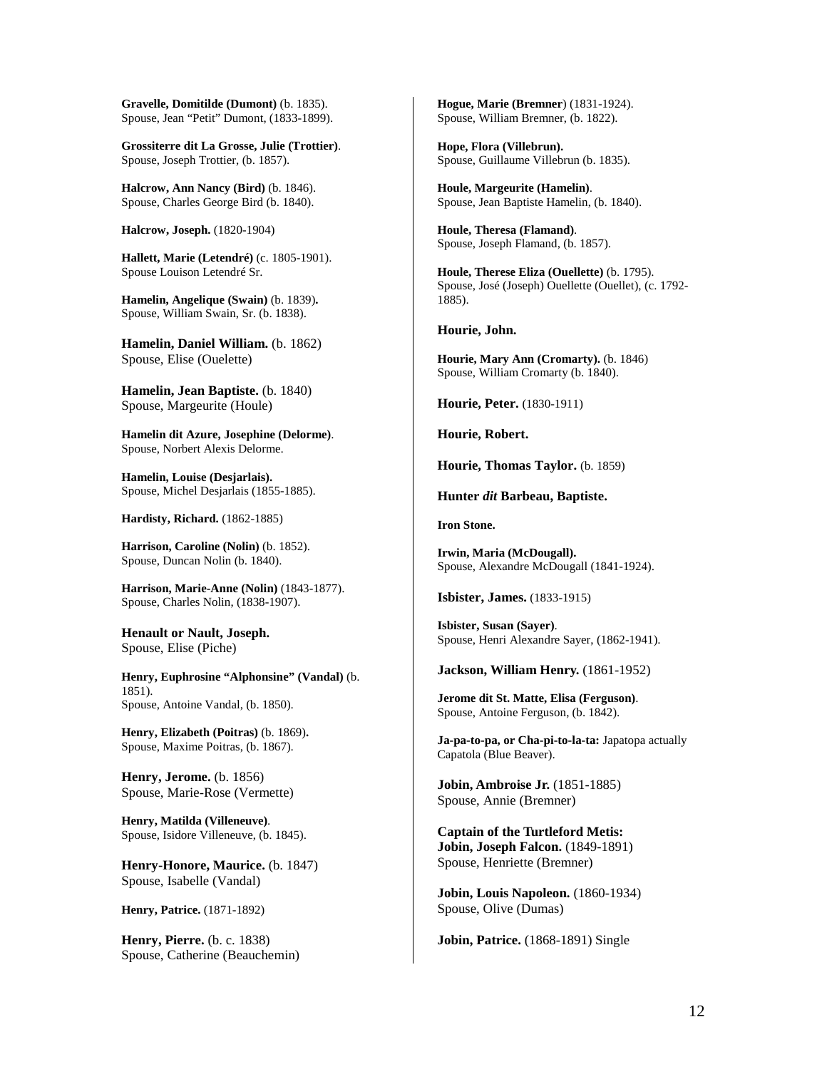**Gravelle, Domitilde (Dumont)** (b. 1835).
Spouse, Jean “Petit” Dumont, (1833-1899).

**Grossiterre dit La Grosse, Julie (Trottier)**.
Spouse, Joseph Trottier, (b. 1857).

**Halcrow, Ann Nancy (Bird)** (b. 1846).
Spouse, Charles George Bird (b. 1840).

**Halcrow, Joseph.** (1820-1904)

**Hallett, Marie (Letendré)** (c. 1805-1901).
Spouse Louison Letendré Sr.

**Hamelin, Angelique (Swain)** (b. 1839).
Spouse, William Swain, Sr. (b. 1838).

**Hamelin, Daniel William.** (b. 1862)
Spouse, Elise (Ouelette)

**Hamelin, Jean Baptiste.** (b. 1840)
Spouse, Margeurite (Houle)

**Hamelin dit Azure, Josephine (Delorme)**.
Spouse, Norbert Alexis Delorme.

**Hamelin, Louise (Desjarlais).**
Spouse, Michel Desjarlais (1855-1885).

**Hardisty, Richard.** (1862-1885)

**Harrison, Caroline (Nolin)** (b. 1852).
Spouse, Duncan Nolin (b. 1840).

**Harrison, Marie-Anne (Nolin)** (1843-1877).
Spouse, Charles Nolin, (1838-1907).

**Henault or Nault, Joseph.**
Spouse, Elise (Piche)

**Henry, Euphrosine “Alphonsine” (Vandal)** (b. 1851).
Spouse, Antoine Vandal, (b. 1850).

**Henry, Elizabeth (Poitras)** (b. 1869).
Spouse, Maxime Poitras, (b. 1867).

**Henry, Jerome.** (b. 1856)
Spouse, Marie-Rose (Vermette)

**Henry, Matilda (Villeneuve)**.
Spouse, Isidore Villeneuve, (b. 1845).

**Henry-Honore, Maurice.** (b. 1847)
Spouse, Isabelle (Vandal)

**Henry, Patrice.** (1871-1892)

**Henry, Pierre.** (b. c. 1838)
Spouse, Catherine (Beauchemin)

**Hogue, Marie (Bremner)** (1831-1924).
Spouse, William Bremner, (b. 1822).

**Hope, Flora (Villebrun).**
Spouse, Guillaume Villebrun (b. 1835).

**Houle, Margeurite (Hamelin)**.
Spouse, Jean Baptiste Hamelin, (b. 1840).

**Houle, Theresa (Flamand)**.
Spouse, Joseph Flamand, (b. 1857).

**Houle, Therese Eliza (Ouellette)** (b. 1795).
Spouse, José (Joseph) Ouellette (Ouellet), (c. 1792-1885).

**Hourie, John.**

**Hourie, Mary Ann (Cromarty).** (b. 1846)
Spouse, William Cromarty (b. 1840).

**Hourie, Peter.** (1830-1911)

**Hourie, Robert.**

**Hourie, Thomas Taylor.** (b. 1859)

**Hunter *dit* Barbeau, Baptiste.**

**Iron Stone.**

**Irwin, Maria (McDougall).**
Spouse, Alexandre McDougall (1841-1924).

**Isbister, James.** (1833-1915)

**Isbister, Susan (Sayer)**.
Spouse, Henri Alexandre Sayer, (1862-1941).

**Jackson, William Henry.** (1861-1952)

**Jerome dit St. Matte, Elisa (Ferguson)**.
Spouse, Antoine Ferguson, (b. 1842).

**Ja-pa-to-pa, or Cha-pi-to-la-ta:** Japatopa actually Capatola (Blue Beaver).

**Jobin, Ambroise Jr.** (1851-1885)
Spouse, Annie (Bremner)

**Captain of the Turtleford Metis:**
**Jobin, Joseph Falcon.** (1849-1891)
Spouse, Henriette (Bremner)

**Jobin, Louis Napoleon.** (1860-1934)
Spouse, Olive (Dumas)

**Jobin, Patrice.** (1868-1891) Single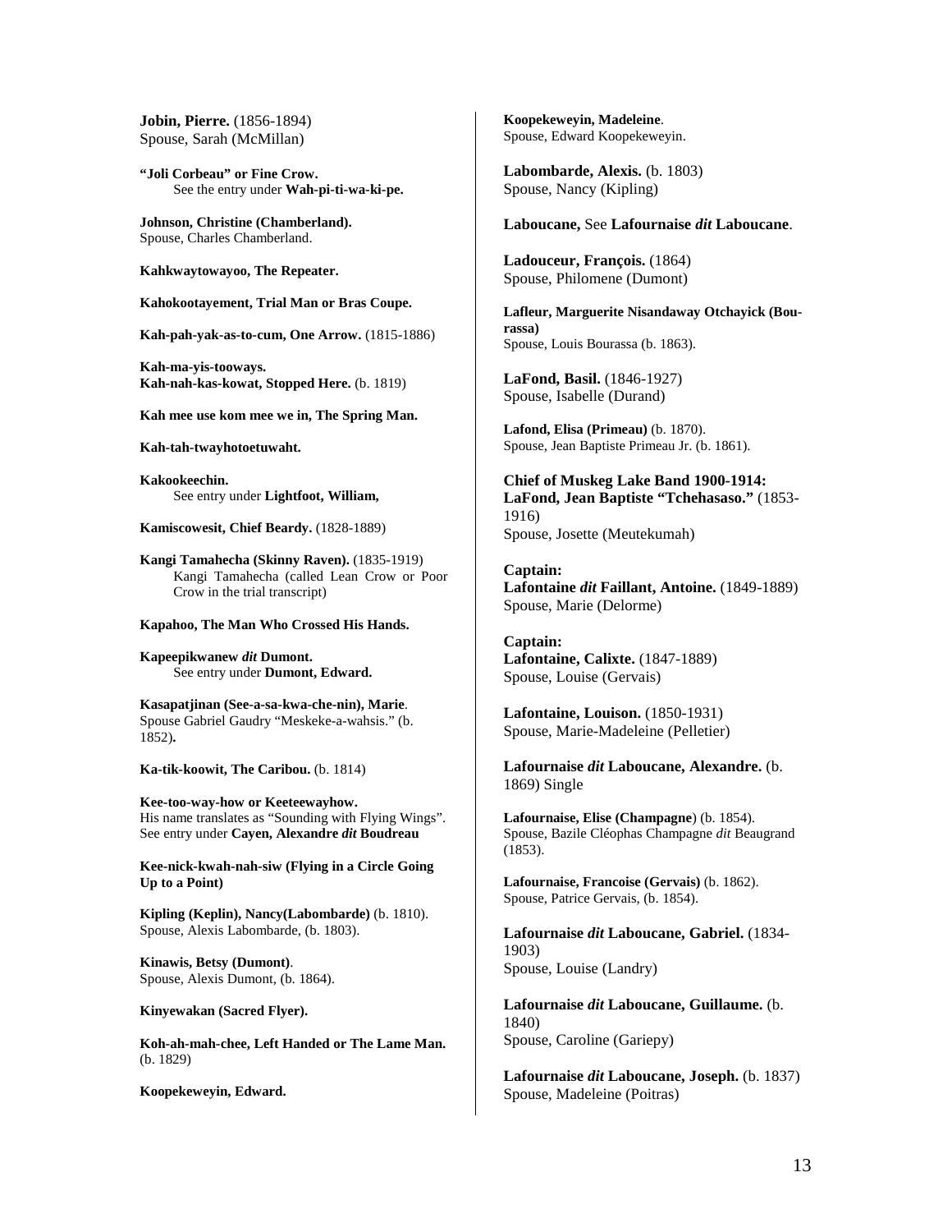**Jobin, Pierre.** (1856-1894)
Spouse, Sarah (McMillan)

**"Joli Corbeau" or Fine Crow.**
See the entry under **Wah-pi-ti-wa-ki-pe.**

**Johnson, Christine (Chamberland).**
Spouse, Charles Chamberland.

**Kahkwaytowayoo, The Repeater.**

**Kahokootayement, Trial Man or Bras Coupe.**

**Kah-pah-yak-as-to-cum, One Arrow.** (1815-1886)

**Kah-ma-yis-tooways.**
**Kah-nah-kas-kowat, Stopped Here.** (b. 1819)

**Kah mee use kom mee we in, The Spring Man.**

**Kah-tah-twayhotoetuwaht.**

**Kakookeechin.**
See entry under **Lightfoot, William,**

**Kamiscowesit, Chief Beardy.** (1828-1889)

**Kangi Tamahecha (Skinny Raven).** (1835-1919)
Kangi Tamahecha (called Lean Crow or Poor Crow in the trial transcript)

**Kapahoo, The Man Who Crossed His Hands.**

**Kapeepikwanew *dit* Dumont.**
See entry under **Dumont, Edward.**

**Kasapatjinan (See-a-sa-kwa-che-nin), Marie**.
Spouse Gabriel Gaudry "Meskeke-a-wahsis." (b. 1852)**.**

**Ka-tik-koowit, The Caribou.** (b. 1814)

**Kee-too-way-how or Keeteewayhow.**
His name translates as "Sounding with Flying Wings". See entry under **Cayen, Alexandre *dit* Boudreau**

**Kee-nick-kwah-nah-siw (Flying in a Circle Going Up to a Point)**

**Kipling (Keplin), Nancy(Labombarde)** (b. 1810).
Spouse, Alexis Labombarde, (b. 1803).

**Kinawis, Betsy (Dumont)**.
Spouse, Alexis Dumont, (b. 1864).

**Kinyewakan (Sacred Flyer).**

**Koh-ah-mah-chee, Left Handed or The Lame Man.** (b. 1829)

**Koopekeweyin, Edward.**

**Koopekeweyin, Madeleine**.
Spouse, Edward Koopekeweyin.

**Labombarde, Alexis.** (b. 1803)
Spouse, Nancy (Kipling)

**Laboucane,** See **Lafournaise *dit* Laboucane**.

**Ladouceur, François.** (1864)
Spouse, Philomene (Dumont)

**Lafleur, Marguerite Nisandaway Otchayick (Bourassa)**
Spouse, Louis Bourassa (b. 1863).

**LaFond, Basil.** (1846-1927)
Spouse, Isabelle (Durand)

**Lafond, Elisa (Primeau)** (b. 1870).
Spouse, Jean Baptiste Primeau Jr. (b. 1861).

**Chief of Muskeg Lake Band 1900-1914:**
**LaFond, Jean Baptiste "Tchehasaso."** (1853-1916)
Spouse, Josette (Meutekumah)

**Captain:**
**Lafontaine *dit* Faillant, Antoine.** (1849-1889)
Spouse, Marie (Delorme)

**Captain:**
**Lafontaine, Calixte.** (1847-1889)
Spouse, Louise (Gervais)

**Lafontaine, Louison.** (1850-1931)
Spouse, Marie-Madeleine (Pelletier)

**Lafournaise *dit* Laboucane, Alexandre.** (b. 1869) Single

**Lafournaise, Elise (Champagne**) (b. 1854).
Spouse, Bazile Cléophas Champagne *dit* Beaugrand (1853).

**Lafournaise, Francoise (Gervais)** (b. 1862).
Spouse, Patrice Gervais, (b. 1854).

**Lafournaise *dit* Laboucane, Gabriel.** (1834-1903)
Spouse, Louise (Landry)

**Lafournaise *dit* Laboucane, Guillaume.** (b. 1840)
Spouse, Caroline (Gariepy)

**Lafournaise *dit* Laboucane, Joseph.** (b. 1837)
Spouse, Madeleine (Poitras)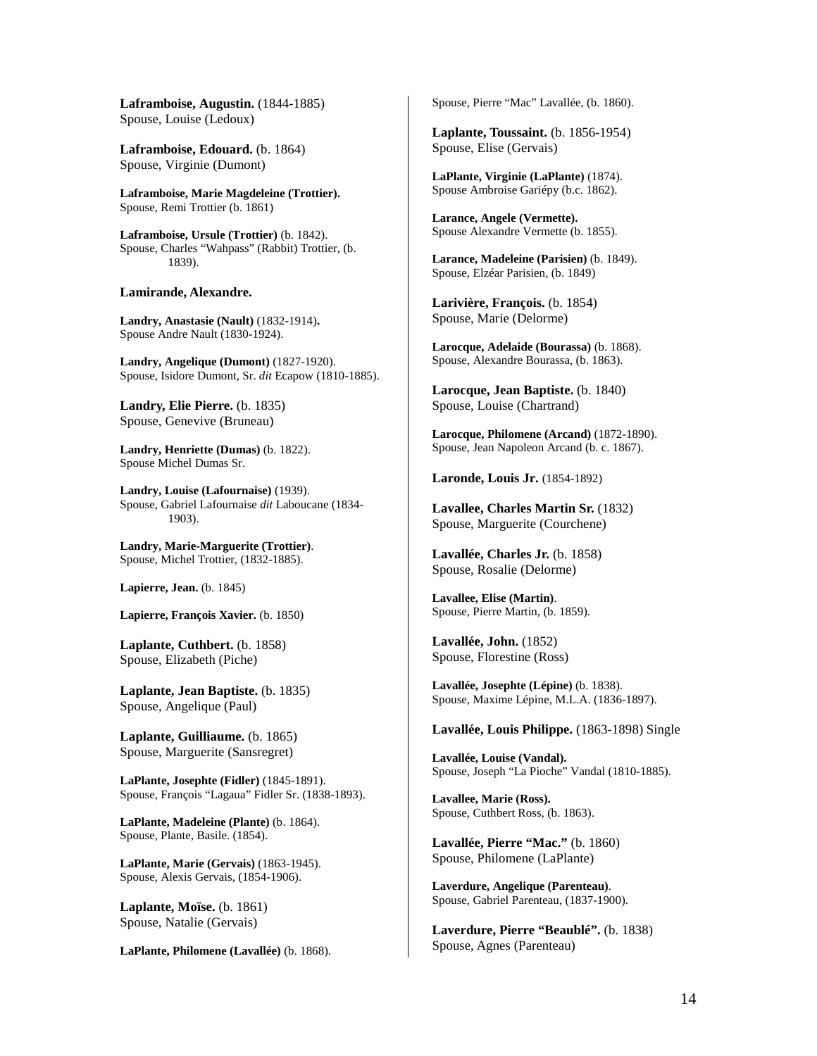**Laframboise, Augustin.** (1844-1885)
Spouse, Louise (Ledoux)

**Laframboise, Edouard.** (b. 1864)
Spouse, Virginie (Dumont)

**Laframboise, Marie Magdeleine (Trottier).**
Spouse, Remi Trottier (b. 1861)

**Laframboise, Ursule (Trottier)** (b. 1842).
Spouse, Charles "Wahpass" (Rabbit) Trottier, (b. 1839).

**Lamirande, Alexandre.**

**Landry, Anastasie (Nault)** (1832-1914).
Spouse Andre Nault (1830-1924).

**Landry, Angelique (Dumont)** (1827-1920).
Spouse, Isidore Dumont, Sr. *dit* Ecapow (1810-1885).

**Landry, Elie Pierre.** (b. 1835)
Spouse, Genevive (Bruneau)

**Landry, Henriette (Dumas)** (b. 1822).
Spouse Michel Dumas Sr.

**Landry, Louise (Lafournaise)** (1939).
Spouse, Gabriel Lafournaise *dit* Laboucane (1834-1903).

**Landry, Marie-Marguerite (Trottier)**.
Spouse, Michel Trottier, (1832-1885).

**Lapierre, Jean.** (b. 1845)

**Lapierre, François Xavier.** (b. 1850)

**Laplante, Cuthbert.** (b. 1858)
Spouse, Elizabeth (Piche)

**Laplante, Jean Baptiste.** (b. 1835)
Spouse, Angelique (Paul)

**Laplante, Guilliaume.** (b. 1865)
Spouse, Marguerite (Sansregret)

**LaPlante, Josephte (Fidler)** (1845-1891).
Spouse, François "Lagaua" Fidler Sr. (1838-1893).

**LaPlante, Madeleine (Plante)** (b. 1864).
Spouse, Plante, Basile. (1854).

**LaPlante, Marie (Gervais)** (1863-1945).
Spouse, Alexis Gervais, (1854-1906).

**Laplante, Moïse.** (b. 1861)
Spouse, Natalie (Gervais)

**LaPlante, Philomene (Lavallée)** (b. 1868).
Spouse, Pierre "Mac" Lavallée, (b. 1860).

**Laplante, Toussaint.** (b. 1856-1954)
Spouse, Elise (Gervais)

**LaPlante, Virginie (LaPlante)** (1874).
Spouse Ambroise Gariépy (b.c. 1862).

**Larance, Angele (Vermette).**
Spouse Alexandre Vermette (b. 1855).

**Larance, Madeleine (Parisien)** (b. 1849).
Spouse, Elzéar Parisien, (b. 1849)

**Larivière, François.** (b. 1854)
Spouse, Marie (Delorme)

**Larocque, Adelaide (Bourassa)** (b. 1868).
Spouse, Alexandre Bourassa, (b. 1863).

**Larocque, Jean Baptiste.** (b. 1840)
Spouse, Louise (Chartrand)

**Larocque, Philomene (Arcand)** (1872-1890).
Spouse, Jean Napoleon Arcand (b. c. 1867).

**Laronde, Louis Jr.** (1854-1892)

**Lavallee, Charles Martin Sr.** (1832)
Spouse, Marguerite (Courchene)

**Lavallée, Charles Jr.** (b. 1858)
Spouse, Rosalie (Delorme)

**Lavallee, Elise (Martin)**.
Spouse, Pierre Martin, (b. 1859).

**Lavallée, John.** (1852)
Spouse, Florestine (Ross)

**Lavallée, Josephte (Lépine)** (b. 1838).
Spouse, Maxime Lépine, M.L.A. (1836-1897).

**Lavallée, Louis Philippe.** (1863-1898) Single

**Lavallée, Louise (Vandal).**
Spouse, Joseph "La Pioche" Vandal (1810-1885).

**Lavallee, Marie (Ross).**
Spouse, Cuthbert Ross, (b. 1863).

**Lavallée, Pierre "Mac."** (b. 1860)
Spouse, Philomene (LaPlante)

**Laverdure, Angelique (Parenteau)**.
Spouse, Gabriel Parenteau, (1837-1900).

**Laverdure, Pierre "Beaublé".** (b. 1838)
Spouse, Agnes (Parenteau)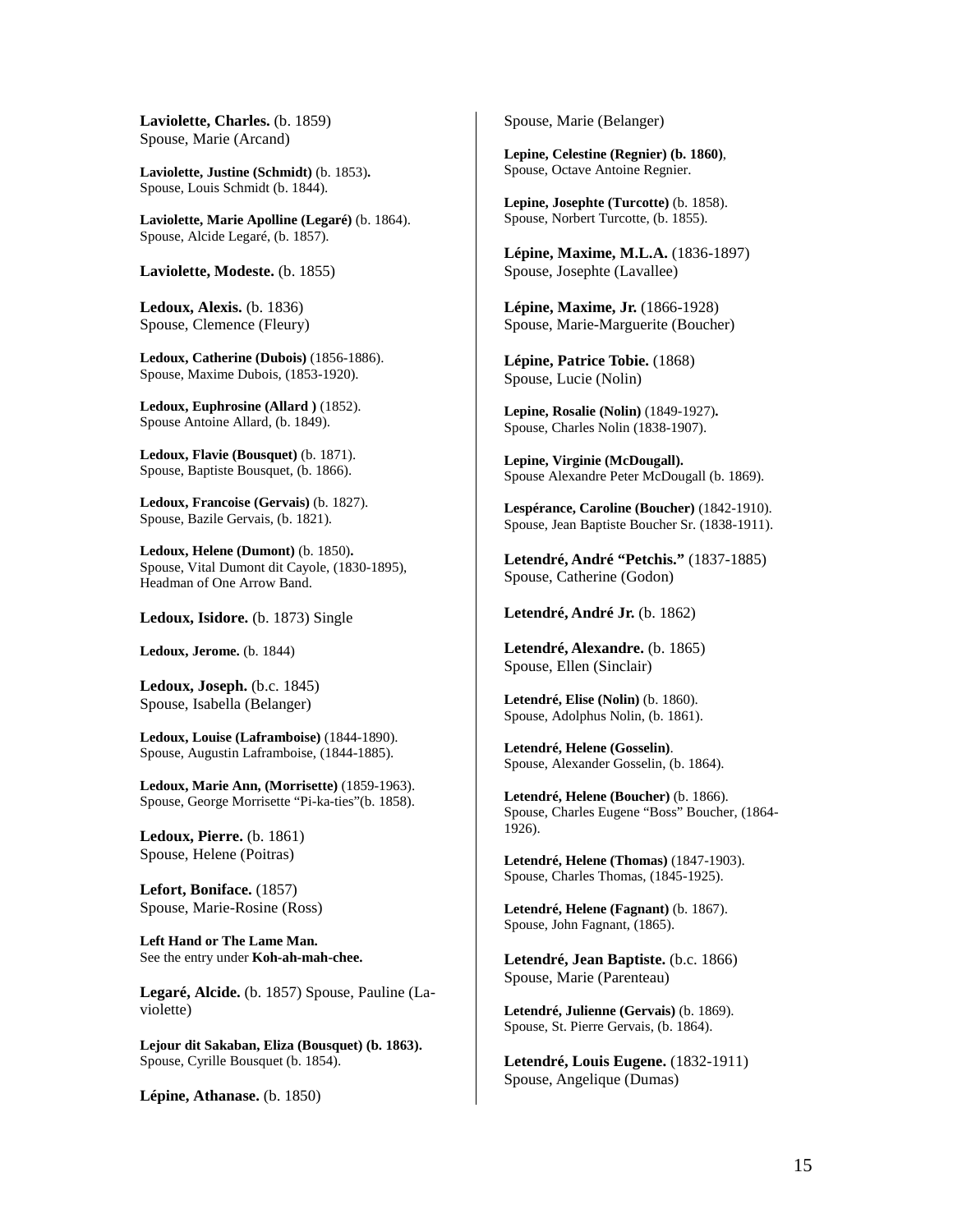**Laviolette, Charles.** (b. 1859)
Spouse, Marie (Arcand)

**Laviolette, Justine (Schmidt)** (b. 1853)**.**
Spouse, Louis Schmidt (b. 1844).

**Laviolette, Marie Apolline (Legaré)** (b. 1864).
Spouse, Alcide Legaré, (b. 1857).

**Laviolette, Modeste.** (b. 1855)

**Ledoux, Alexis.** (b. 1836)
Spouse, Clemence (Fleury)

**Ledoux, Catherine (Dubois)** (1856-1886).
Spouse, Maxime Dubois, (1853-1920).

**Ledoux, Euphrosine (Allard )** (1852).
Spouse Antoine Allard, (b. 1849).

**Ledoux, Flavie (Bousquet)** (b. 1871).
Spouse, Baptiste Bousquet, (b. 1866).

**Ledoux, Francoise (Gervais)** (b. 1827).
Spouse, Bazile Gervais, (b. 1821).

**Ledoux, Helene (Dumont)** (b. 1850)**.**
Spouse, Vital Dumont dit Cayole, (1830-1895), Headman of One Arrow Band.

**Ledoux, Isidore.** (b. 1873) Single

**Ledoux, Jerome.** (b. 1844)

**Ledoux, Joseph.** (b.c. 1845)
Spouse, Isabella (Belanger)

**Ledoux, Louise (Laframboise)** (1844-1890).
Spouse, Augustin Laframboise, (1844-1885).

**Ledoux, Marie Ann, (Morrisette)** (1859-1963).
Spouse, George Morrisette "Pi-ka-ties"(b. 1858).

**Ledoux, Pierre.** (b. 1861)
Spouse, Helene (Poitras)

**Lefort, Boniface.** (1857)
Spouse, Marie-Rosine (Ross)

**Left Hand or The Lame Man.**
See the entry under **Koh-ah-mah-chee.**

**Legaré, Alcide.** (b. 1857) Spouse, Pauline (Laviolette)

**Lejour dit Sakaban, Eliza (Bousquet) (b. 1863).**
Spouse, Cyrille Bousquet (b. 1854).

**Lépine, Athanase.** (b. 1850)
Spouse, Marie (Belanger)

**Lepine, Celestine (Regnier) (b. 1860)**,
Spouse, Octave Antoine Regnier.

**Lepine, Josephte (Turcotte)** (b. 1858).
Spouse, Norbert Turcotte, (b. 1855).

**Lépine, Maxime, M.L.A.** (1836-1897)
Spouse, Josephte (Lavallee)

**Lépine, Maxime, Jr.** (1866-1928)
Spouse, Marie-Marguerite (Boucher)

**Lépine, Patrice Tobie.** (1868)
Spouse, Lucie (Nolin)

**Lepine, Rosalie (Nolin)** (1849-1927)**.**
Spouse, Charles Nolin (1838-1907).

**Lepine, Virginie (McDougall).**
Spouse Alexandre Peter McDougall (b. 1869).

**Lespérance, Caroline (Boucher)** (1842-1910).
Spouse, Jean Baptiste Boucher Sr. (1838-1911).

**Letendré, André "Petchis."** (1837-1885)
Spouse, Catherine (Godon)

**Letendré, André Jr.** (b. 1862)

**Letendré, Alexandre.** (b. 1865)
Spouse, Ellen (Sinclair)

**Letendré, Elise (Nolin)** (b. 1860).
Spouse, Adolphus Nolin, (b. 1861).

**Letendré, Helene (Gosselin)**.
Spouse, Alexander Gosselin, (b. 1864).

**Letendré, Helene (Boucher)** (b. 1866).
Spouse, Charles Eugene "Boss" Boucher, (1864-1926).

**Letendré, Helene (Thomas)** (1847-1903).
Spouse, Charles Thomas, (1845-1925).

**Letendré, Helene (Fagnant)** (b. 1867).
Spouse, John Fagnant, (1865).

**Letendré, Jean Baptiste.** (b.c. 1866)
Spouse, Marie (Parenteau)

**Letendré, Julienne (Gervais)** (b. 1869).
Spouse, St. Pierre Gervais, (b. 1864).

**Letendré, Louis Eugene.** (1832-1911)
Spouse, Angelique (Dumas)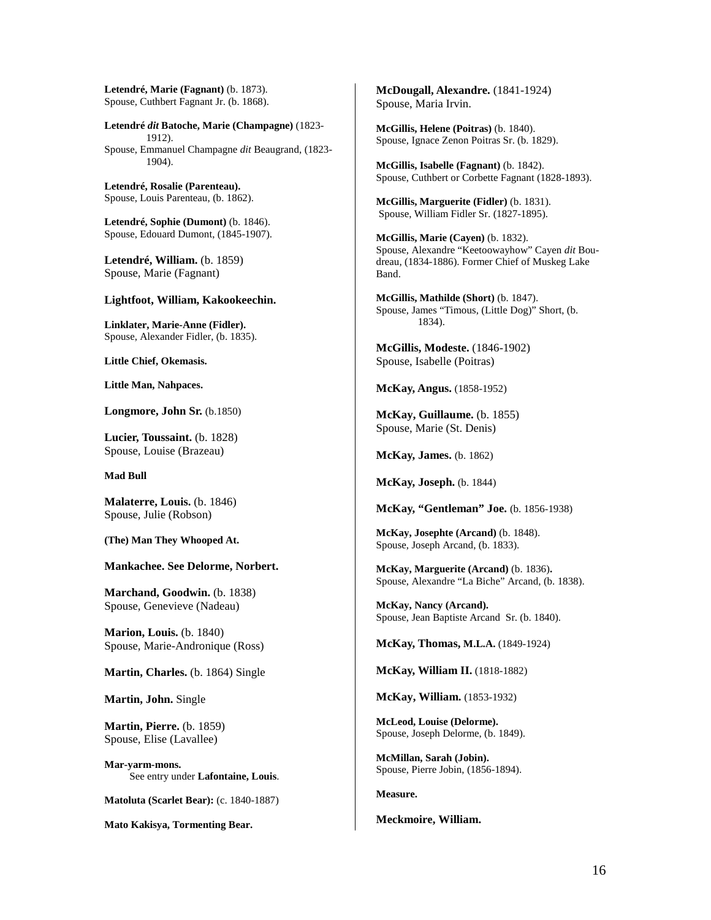**Letendré, Marie (Fagnant)** (b. 1873).
Spouse, Cuthbert Fagnant Jr. (b. 1868).

**Letendré *dit* Batoche, Marie (Champagne)** (1823-1912).
Spouse, Emmanuel Champagne *dit* Beaugrand, (1823-1904).

**Letendré, Rosalie (Parenteau).**
Spouse, Louis Parenteau, (b. 1862).

**Letendré, Sophie (Dumont)** (b. 1846).
Spouse, Edouard Dumont, (1845-1907).

**Letendré, William.** (b. 1859)
Spouse, Marie (Fagnant)

**Lightfoot, William, Kakookeechin.**

**Linklater, Marie-Anne (Fidler).**
Spouse, Alexander Fidler, (b. 1835).

**Little Chief, Okemasis.**

**Little Man, Nahpaces.**

**Longmore, John Sr.** (b.1850)

**Lucier, Toussaint.** (b. 1828)
Spouse, Louise (Brazeau)

**Mad Bull**

**Malaterre, Louis.** (b. 1846)
Spouse, Julie (Robson)

**(The) Man They Whooped At.**

**Mankachee. See Delorme, Norbert.**

**Marchand, Goodwin.** (b. 1838)
Spouse, Genevieve (Nadeau)

**Marion, Louis.** (b. 1840)
Spouse, Marie-Andronique (Ross)

**Martin, Charles.** (b. 1864) Single

**Martin, John.** Single

**Martin, Pierre.** (b. 1859)
Spouse, Elise (Lavallee)

**Mar-yarm-mons.**
See entry under **Lafontaine, Louis**.

**Matoluta (Scarlet Bear):** (c. 1840-1887)

**Mato Kakisya, Tormenting Bear.**

**McDougall, Alexandre.** (1841-1924)
Spouse, Maria Irvin.

**McGillis, Helene (Poitras)** (b. 1840).
Spouse, Ignace Zenon Poitras Sr. (b. 1829).

**McGillis, Isabelle (Fagnant)** (b. 1842).
Spouse, Cuthbert or Corbette Fagnant (1828-1893).

**McGillis, Marguerite (Fidler)** (b. 1831).
Spouse, William Fidler Sr. (1827-1895).

**McGillis, Marie (Cayen)** (b. 1832).
Spouse, Alexandre "Keetoowayhow" Cayen *dit* Boudreau, (1834-1886). Former Chief of Muskeg Lake Band.

**McGillis, Mathilde (Short)** (b. 1847).
Spouse, James "Timous, (Little Dog)" Short, (b. 1834).

**McGillis, Modeste.** (1846-1902)
Spouse, Isabelle (Poitras)

**McKay, Angus.** (1858-1952)

**McKay, Guillaume.** (b. 1855)
Spouse, Marie (St. Denis)

**McKay, James.** (b. 1862)

**McKay, Joseph.** (b. 1844)

**McKay, "Gentleman" Joe.** (b. 1856-1938)

**McKay, Josephte (Arcand)** (b. 1848).
Spouse, Joseph Arcand, (b. 1833).

**McKay, Marguerite (Arcand)** (b. 1836).
Spouse, Alexandre "La Biche" Arcand, (b. 1838).

**McKay, Nancy (Arcand).**
Spouse, Jean Baptiste Arcand Sr. (b. 1840).

**McKay, Thomas, M.L.A.** (1849-1924)

**McKay, William II.** (1818-1882)

**McKay, William.** (1853-1932)

**McLeod, Louise (Delorme).**
Spouse, Joseph Delorme, (b. 1849).

**McMillan, Sarah (Jobin).**
Spouse, Pierre Jobin, (1856-1894).

**Measure.**

**Meckmoire, William.**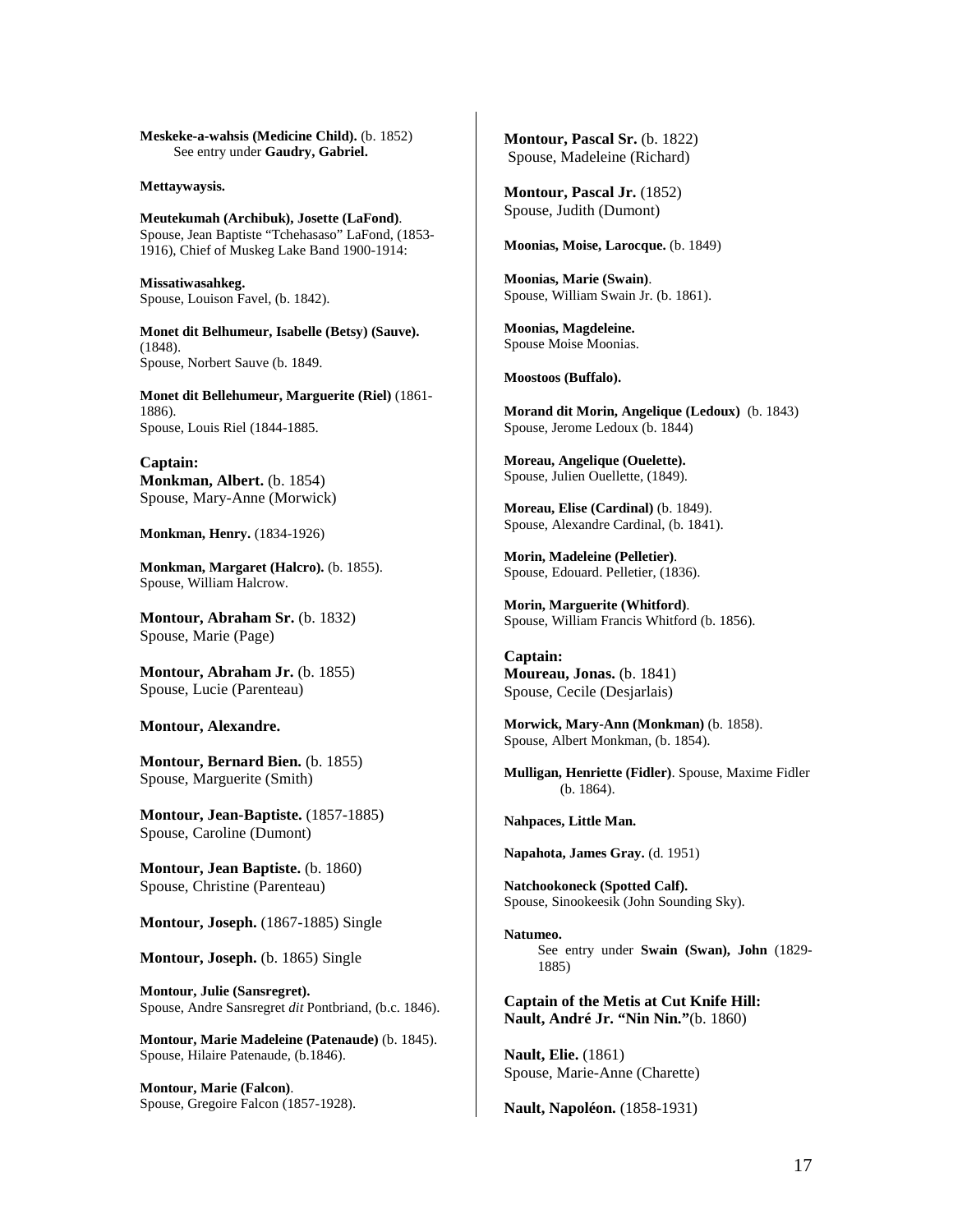**Meskeke-a-wahsis (Medicine Child).** (b. 1852)
See entry under **Gaudry, Gabriel.**

**Mettaywaysis.**

**Meutekumah (Archibuk), Josette (LaFond)**.
Spouse, Jean Baptiste "Tchehasaso" LaFond, (1853-1916), Chief of Muskeg Lake Band 1900-1914:

**Missatiwasahkeg.**
Spouse, Louison Favel, (b. 1842).

**Monet dit Belhumeur, Isabelle (Betsy) (Sauve).** (1848).
Spouse, Norbert Sauve (b. 1849.

**Monet dit Bellehumeur, Marguerite (Riel)** (1861-1886).
Spouse, Louis Riel (1844-1885.

**Captain:**
**Monkman, Albert.** (b. 1854)
Spouse, Mary-Anne (Morwick)

**Monkman, Henry.** (1834-1926)

**Monkman, Margaret (Halcro).** (b. 1855).
Spouse, William Halcrow.

**Montour, Abraham Sr.** (b. 1832)
Spouse, Marie (Page)

**Montour, Abraham Jr.** (b. 1855)
Spouse, Lucie (Parenteau)

**Montour, Alexandre.**

**Montour, Bernard Bien.** (b. 1855)
Spouse, Marguerite (Smith)

**Montour, Jean-Baptiste.** (1857-1885)
Spouse, Caroline (Dumont)

**Montour, Jean Baptiste.** (b. 1860)
Spouse, Christine (Parenteau)

**Montour, Joseph.** (1867-1885) Single

**Montour, Joseph.** (b. 1865) Single

**Montour, Julie (Sansregret).**
Spouse, Andre Sansregret *dit* Pontbriand, (b.c. 1846).

**Montour, Marie Madeleine (Patenaude)** (b. 1845).
Spouse, Hilaire Patenaude, (b.1846).

**Montour, Marie (Falcon)**.
Spouse, Gregoire Falcon (1857-1928).

**Montour, Pascal Sr.** (b. 1822)
Spouse, Madeleine (Richard)

**Montour, Pascal Jr.** (1852)
Spouse, Judith (Dumont)

**Moonias, Moise, Larocque.** (b. 1849)

**Moonias, Marie (Swain)**.
Spouse, William Swain Jr. (b. 1861).

**Moonias, Magdeleine.**
Spouse Moise Moonias.

**Moostoos (Buffalo).**

**Morand dit Morin, Angelique (Ledoux)** (b. 1843)
Spouse, Jerome Ledoux (b. 1844)

**Moreau, Angelique (Ouelette).**
Spouse, Julien Ouellette, (1849).

**Moreau, Elise (Cardinal)** (b. 1849).
Spouse, Alexandre Cardinal, (b. 1841).

**Morin, Madeleine (Pelletier)**.
Spouse, Edouard. Pelletier, (1836).

**Morin, Marguerite (Whitford)**.
Spouse, William Francis Whitford (b. 1856).

**Captain:**
**Moureau, Jonas.** (b. 1841)
Spouse, Cecile (Desjarlais)

**Morwick, Mary-Ann (Monkman)** (b. 1858).
Spouse, Albert Monkman, (b. 1854).

**Mulligan, Henriette (Fidler)**. Spouse, Maxime Fidler (b. 1864).

**Nahpaces, Little Man.**

**Napahota, James Gray.** (d. 1951)

**Natchookoneck (Spotted Calf).**
Spouse, Sinookeesik (John Sounding Sky).

**Natumeo.**
See entry under **Swain (Swan), John** (1829-1885)

**Captain of the Metis at Cut Knife Hill:**
**Nault, André Jr. "Nin Nin."**(b. 1860)

**Nault, Elie.** (1861)
Spouse, Marie-Anne (Charette)

**Nault, Napoléon.** (1858-1931)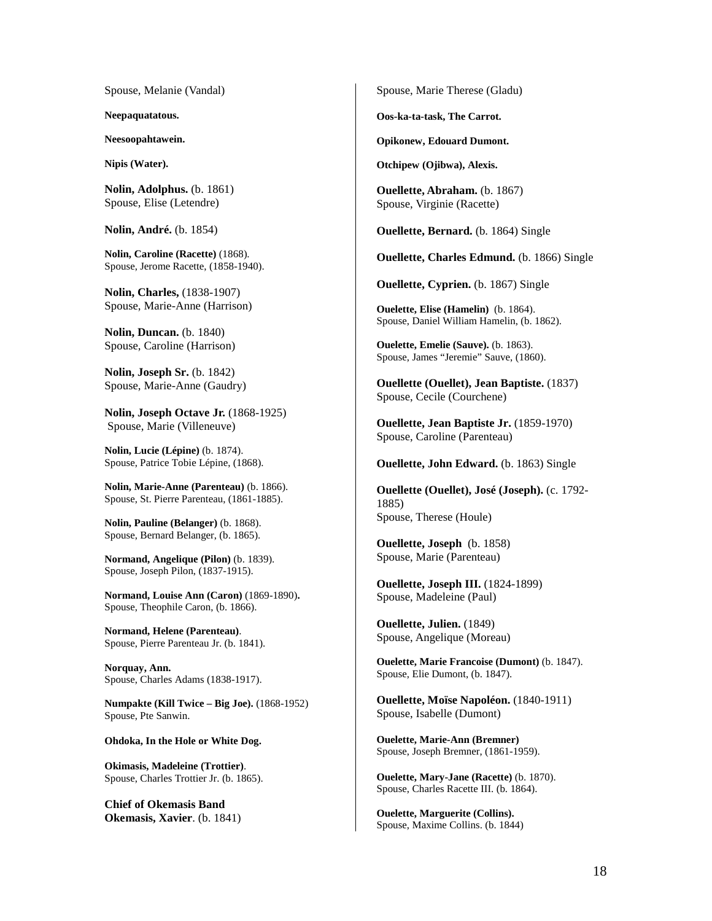Spouse, Melanie (Vandal)

**Neepaquatatous.**

**Neesoopahtawein.**

**Nipis (Water).**

**Nolin, Adolphus.** (b. 1861)
Spouse, Elise (Letendre)

**Nolin, André.** (b. 1854)

**Nolin, Caroline (Racette)** (1868).
Spouse, Jerome Racette, (1858-1940).

**Nolin, Charles,** (1838-1907)
Spouse, Marie-Anne (Harrison)

**Nolin, Duncan.** (b. 1840)
Spouse, Caroline (Harrison)

**Nolin, Joseph Sr.** (b. 1842)
Spouse, Marie-Anne (Gaudry)

**Nolin, Joseph Octave Jr.** (1868-1925)
Spouse, Marie (Villeneuve)

**Nolin, Lucie (Lépine)** (b. 1874).
Spouse, Patrice Tobie Lépine, (1868).

**Nolin, Marie-Anne (Parenteau)** (b. 1866).
Spouse, St. Pierre Parenteau, (1861-1885).

**Nolin, Pauline (Belanger)** (b. 1868).
Spouse, Bernard Belanger, (b. 1865).

**Normand, Angelique (Pilon)** (b. 1839).
Spouse, Joseph Pilon, (1837-1915).

**Normand, Louise Ann (Caron)** (1869-1890)**.**
Spouse, Theophile Caron, (b. 1866).

**Normand, Helene (Parenteau)**.
Spouse, Pierre Parenteau Jr. (b. 1841).

**Norquay, Ann.**
Spouse, Charles Adams (1838-1917).

**Numpakte (Kill Twice – Big Joe).** (1868-1952)
Spouse, Pte Sanwin.

**Ohdoka, In the Hole or White Dog.**

**Okimasis, Madeleine (Trottier)**.
Spouse, Charles Trottier Jr. (b. 1865).

**Chief of Okemasis Band**
**Okemasis, Xavier**. (b. 1841)
Spouse, Marie Therese (Gladu)

**Oos-ka-ta-task, The Carrot.**

**Opikonew, Edouard Dumont.**

**Otchipew (Ojibwa), Alexis.**

**Ouellette, Abraham.** (b. 1867)
Spouse, Virginie (Racette)

**Ouellette, Bernard.** (b. 1864) Single

**Ouellette, Charles Edmund.** (b. 1866) Single

**Ouellette, Cyprien.** (b. 1867) Single

**Ouelette, Elise (Hamelin)** (b. 1864).
Spouse, Daniel William Hamelin, (b. 1862).

**Ouelette, Emelie (Sauve).** (b. 1863).
Spouse, James "Jeremie" Sauve, (1860).

**Ouellette (Ouellet), Jean Baptiste.** (1837)
Spouse, Cecile (Courchene)

**Ouellette, Jean Baptiste Jr.** (1859-1970)
Spouse, Caroline (Parenteau)

**Ouellette, John Edward.** (b. 1863) Single

**Ouellette (Ouellet), José (Joseph).** (c. 1792-1885)
Spouse, Therese (Houle)

**Ouellette, Joseph** (b. 1858)
Spouse, Marie (Parenteau)

**Ouellette, Joseph III.** (1824-1899)
Spouse, Madeleine (Paul)

**Ouellette, Julien.** (1849)
Spouse, Angelique (Moreau)

**Ouelette, Marie Francoise (Dumont)** (b. 1847).
Spouse, Elie Dumont, (b. 1847).

**Ouellette, Moïse Napoléon.** (1840-1911)
Spouse, Isabelle (Dumont)

**Ouelette, Marie-Ann (Bremner)**
Spouse, Joseph Bremner, (1861-1959).

**Ouelette, Mary-Jane (Racette)** (b. 1870).
Spouse, Charles Racette III. (b. 1864).

**Ouelette, Marguerite (Collins).**
Spouse, Maxime Collins. (b. 1844)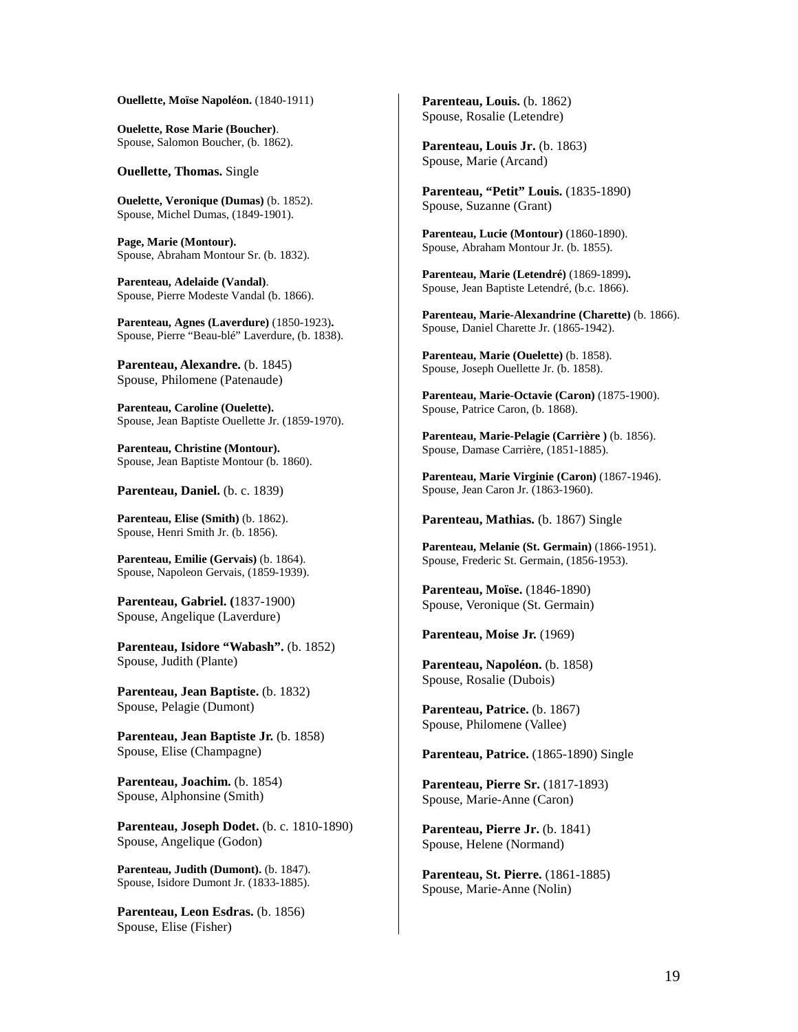**Ouellette, Moïse Napoléon.** (1840-1911)

**Ouelette, Rose Marie (Boucher)**.
Spouse, Salomon Boucher, (b. 1862).

**Ouellette, Thomas.** Single

**Ouelette, Veronique (Dumas)** (b. 1852).
Spouse, Michel Dumas, (1849-1901).

**Page, Marie (Montour).**
Spouse, Abraham Montour Sr. (b. 1832).

**Parenteau, Adelaide (Vandal)**.
Spouse, Pierre Modeste Vandal (b. 1866).

**Parenteau, Agnes (Laverdure)** (1850-1923)**.**
Spouse, Pierre "Beau-blé" Laverdure, (b. 1838).

**Parenteau, Alexandre.** (b. 1845)
Spouse, Philomene (Patenaude)

**Parenteau, Caroline (Ouelette).**
Spouse, Jean Baptiste Ouellette Jr. (1859-1970).

**Parenteau, Christine (Montour).**
Spouse, Jean Baptiste Montour (b. 1860).

**Parenteau, Daniel.** (b. c. 1839)

**Parenteau, Elise (Smith)** (b. 1862).
Spouse, Henri Smith Jr. (b. 1856).

**Parenteau, Emilie (Gervais)** (b. 1864).
Spouse, Napoleon Gervais, (1859-1939).

**Parenteau, Gabriel. (**1837-1900)
Spouse, Angelique (Laverdure)

**Parenteau, Isidore "Wabash".** (b. 1852)
Spouse, Judith (Plante)

**Parenteau, Jean Baptiste.** (b. 1832)
Spouse, Pelagie (Dumont)

**Parenteau, Jean Baptiste Jr.** (b. 1858)
Spouse, Elise (Champagne)

**Parenteau, Joachim.** (b. 1854)
Spouse, Alphonsine (Smith)

**Parenteau, Joseph Dodet.** (b. c. 1810-1890)
Spouse, Angelique (Godon)

**Parenteau, Judith (Dumont).** (b. 1847).
Spouse, Isidore Dumont Jr. (1833-1885).

**Parenteau, Leon Esdras.** (b. 1856)
Spouse, Elise (Fisher)

**Parenteau, Louis.** (b. 1862)
Spouse, Rosalie (Letendre)

**Parenteau, Louis Jr.** (b. 1863)
Spouse, Marie (Arcand)

**Parenteau, "Petit" Louis.** (1835-1890)
Spouse, Suzanne (Grant)

**Parenteau, Lucie (Montour)** (1860-1890).
Spouse, Abraham Montour Jr. (b. 1855).

**Parenteau, Marie (Letendré)** (1869-1899)**.**
Spouse, Jean Baptiste Letendré, (b.c. 1866).

**Parenteau, Marie-Alexandrine (Charette)** (b. 1866).
Spouse, Daniel Charette Jr. (1865-1942).

**Parenteau, Marie (Ouelette)** (b. 1858).
Spouse, Joseph Ouellette Jr. (b. 1858).

**Parenteau, Marie-Octavie (Caron)** (1875-1900).
Spouse, Patrice Caron, (b. 1868).

**Parenteau, Marie-Pelagie (Carrière )** (b. 1856).
Spouse, Damase Carrière, (1851-1885).

**Parenteau, Marie Virginie (Caron)** (1867-1946).
Spouse, Jean Caron Jr. (1863-1960).

**Parenteau, Mathias.** (b. 1867) Single

**Parenteau, Melanie (St. Germain)** (1866-1951).
Spouse, Frederic St. Germain, (1856-1953).

**Parenteau, Moïse.** (1846-1890)
Spouse, Veronique (St. Germain)

**Parenteau, Moise Jr.** (1969)

**Parenteau, Napoléon.** (b. 1858)
Spouse, Rosalie (Dubois)

**Parenteau, Patrice.** (b. 1867)
Spouse, Philomene (Vallee)

**Parenteau, Patrice.** (1865-1890) Single

**Parenteau, Pierre Sr.** (1817-1893)
Spouse, Marie-Anne (Caron)

**Parenteau, Pierre Jr.** (b. 1841)
Spouse, Helene (Normand)

**Parenteau, St. Pierre.** (1861-1885)
Spouse, Marie-Anne (Nolin)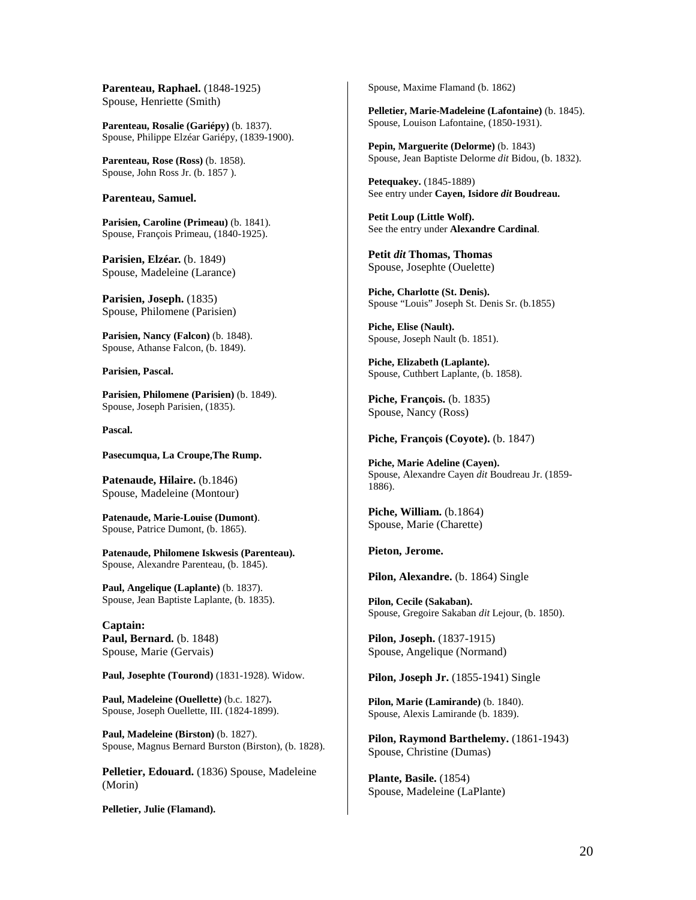**Parenteau, Raphael.** (1848-1925)
Spouse, Henriette (Smith)

**Parenteau, Rosalie (Gariépy)** (b. 1837).
Spouse, Philippe Elzéar Gariépy, (1839-1900).

**Parenteau, Rose (Ross)** (b. 1858).
Spouse, John Ross Jr. (b. 1857 ).

**Parenteau, Samuel.**

**Parisien, Caroline (Primeau)** (b. 1841).
Spouse, François Primeau, (1840-1925).

**Parisien, Elzéar.** (b. 1849)
Spouse, Madeleine (Larance)

**Parisien, Joseph.** (1835)
Spouse, Philomene (Parisien)

**Parisien, Nancy (Falcon)** (b. 1848).
Spouse, Athanse Falcon, (b. 1849).

**Parisien, Pascal.**

**Parisien, Philomene (Parisien)** (b. 1849).
Spouse, Joseph Parisien, (1835).

**Pascal.**

**Pasecumqua, La Croupe,The Rump.**

**Patenaude, Hilaire.** (b.1846)
Spouse, Madeleine (Montour)

**Patenaude, Marie-Louise (Dumont)**.
Spouse, Patrice Dumont, (b. 1865).

**Patenaude, Philomene Iskwesis (Parenteau).**
Spouse, Alexandre Parenteau, (b. 1845).

**Paul, Angelique (Laplante)** (b. 1837).
Spouse, Jean Baptiste Laplante, (b. 1835).

**Captain:**
**Paul, Bernard.** (b. 1848)
Spouse, Marie (Gervais)

**Paul, Josephte (Tourond)** (1831-1928). Widow.

**Paul, Madeleine (Ouellette)** (b.c. 1827)**.**
Spouse, Joseph Ouellette, III. (1824-1899).

**Paul, Madeleine (Birston)** (b. 1827).
Spouse, Magnus Bernard Burston (Birston), (b. 1828).

**Pelletier, Edouard.** (1836) Spouse, Madeleine (Morin)

**Pelletier, Julie (Flamand).**
Spouse, Maxime Flamand (b. 1862)

**Pelletier, Marie-Madeleine (Lafontaine)** (b. 1845).
Spouse, Louison Lafontaine, (1850-1931).

**Pepin, Marguerite (Delorme)** (b. 1843)
Spouse, Jean Baptiste Delorme *dit* Bidou, (b. 1832).

**Petequakey.** (1845-1889)
See entry under **Cayen, Isidore *dit* Boudreau.**

**Petit Loup (Little Wolf).**
See the entry under **Alexandre Cardinal**.

**Petit *dit* Thomas, Thomas**
Spouse, Josephte (Ouelette)

**Piche, Charlotte (St. Denis).**
Spouse "Louis" Joseph St. Denis Sr. (b.1855)

**Piche, Elise (Nault).**
Spouse, Joseph Nault (b. 1851).

**Piche, Elizabeth (Laplante).**
Spouse, Cuthbert Laplante, (b. 1858).

**Piche, François.** (b. 1835)
Spouse, Nancy (Ross)

**Piche, François (Coyote).** (b. 1847)

**Piche, Marie Adeline (Cayen).**
Spouse, Alexandre Cayen *dit* Boudreau Jr. (1859-1886).

**Piche, William.** (b.1864)
Spouse, Marie (Charette)

**Pieton, Jerome.**

**Pilon, Alexandre.** (b. 1864) Single

**Pilon, Cecile (Sakaban).**
Spouse, Gregoire Sakaban *dit* Lejour, (b. 1850).

**Pilon, Joseph.** (1837-1915)
Spouse, Angelique (Normand)

**Pilon, Joseph Jr.** (1855-1941) Single

**Pilon, Marie (Lamirande)** (b. 1840).
Spouse, Alexis Lamirande (b. 1839).

**Pilon, Raymond Barthelemy.** (1861-1943)
Spouse, Christine (Dumas)

**Plante, Basile.** (1854)
Spouse, Madeleine (LaPlante)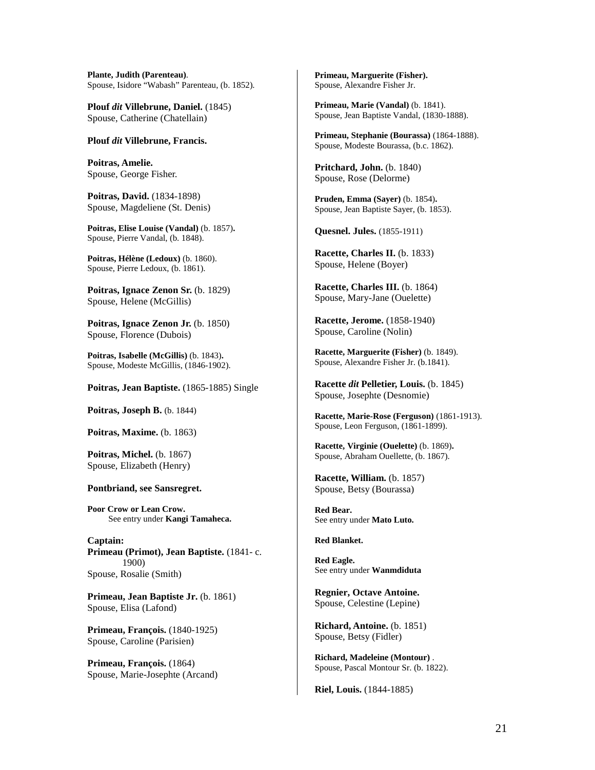**Plante, Judith (Parenteau)**.
Spouse, Isidore "Wabash" Parenteau, (b. 1852).

**Plouf *dit* Villebrune, Daniel.** (1845)
Spouse, Catherine (Chatellain)

**Plouf *dit* Villebrune, Francis.**

**Poitras, Amelie.**
Spouse, George Fisher.

**Poitras, David.** (1834-1898)
Spouse, Magdeliene (St. Denis)

**Poitras, Elise Louise (Vandal)** (b. 1857)**.**
Spouse, Pierre Vandal, (b. 1848).

**Poitras, Hélène (Ledoux)** (b. 1860).
Spouse, Pierre Ledoux, (b. 1861).

**Poitras, Ignace Zenon Sr.** (b. 1829)
Spouse, Helene (McGillis)

**Poitras, Ignace Zenon Jr.** (b. 1850)
Spouse, Florence (Dubois)

**Poitras, Isabelle (McGillis)** (b. 1843)**.**
Spouse, Modeste McGillis, (1846-1902).

**Poitras, Jean Baptiste.** (1865-1885) Single

**Poitras, Joseph B.** (b. 1844)

**Poitras, Maxime.** (b. 1863)

**Poitras, Michel.** (b. 1867)
Spouse, Elizabeth (Henry)

**Pontbriand, see Sansregret.**

**Poor Crow or Lean Crow.**
See entry under **Kangi Tamaheca.**

**Captain:**
**Primeau (Primot), Jean Baptiste.** (1841- c. 1900)
Spouse, Rosalie (Smith)

**Primeau, Jean Baptiste Jr.** (b. 1861)
Spouse, Elisa (Lafond)

**Primeau, François.** (1840-1925)
Spouse, Caroline (Parisien)

**Primeau, François.** (1864)
Spouse, Marie-Josephte (Arcand)

**Primeau, Marguerite (Fisher).**
Spouse, Alexandre Fisher Jr.

**Primeau, Marie (Vandal)** (b. 1841).
Spouse, Jean Baptiste Vandal, (1830-1888).

**Primeau, Stephanie (Bourassa)** (1864-1888).
Spouse, Modeste Bourassa, (b.c. 1862).

**Pritchard, John.** (b. 1840)
Spouse, Rose (Delorme)

**Pruden, Emma (Sayer)** (b. 1854)**.**
Spouse, Jean Baptiste Sayer, (b. 1853).

**Quesnel. Jules.** (1855-1911)

**Racette, Charles II.** (b. 1833)
Spouse, Helene (Boyer)

**Racette, Charles III.** (b. 1864)
Spouse, Mary-Jane (Ouelette)

**Racette, Jerome.** (1858-1940)
Spouse, Caroline (Nolin)

**Racette, Marguerite (Fisher)** (b. 1849).
Spouse, Alexandre Fisher Jr. (b.1841).

**Racette *dit* Pelletier, Louis.** (b. 1845)
Spouse, Josephte (Desnomie)

**Racette, Marie-Rose (Ferguson)** (1861-1913).
Spouse, Leon Ferguson, (1861-1899).

**Racette, Virginie (Ouelette)** (b. 1869)**.**
Spouse, Abraham Ouellette, (b. 1867).

**Racette, William.** (b. 1857)
Spouse, Betsy (Bourassa)

**Red Bear.**
See entry under **Mato Luto.**

**Red Blanket.**

**Red Eagle.**
See entry under **Wanmdiduta**

**Regnier, Octave Antoine.**
Spouse, Celestine (Lepine)

**Richard, Antoine.** (b. 1851)
Spouse, Betsy (Fidler)

**Richard, Madeleine (Montour)** .
Spouse, Pascal Montour Sr. (b. 1822).

**Riel, Louis.** (1844-1885)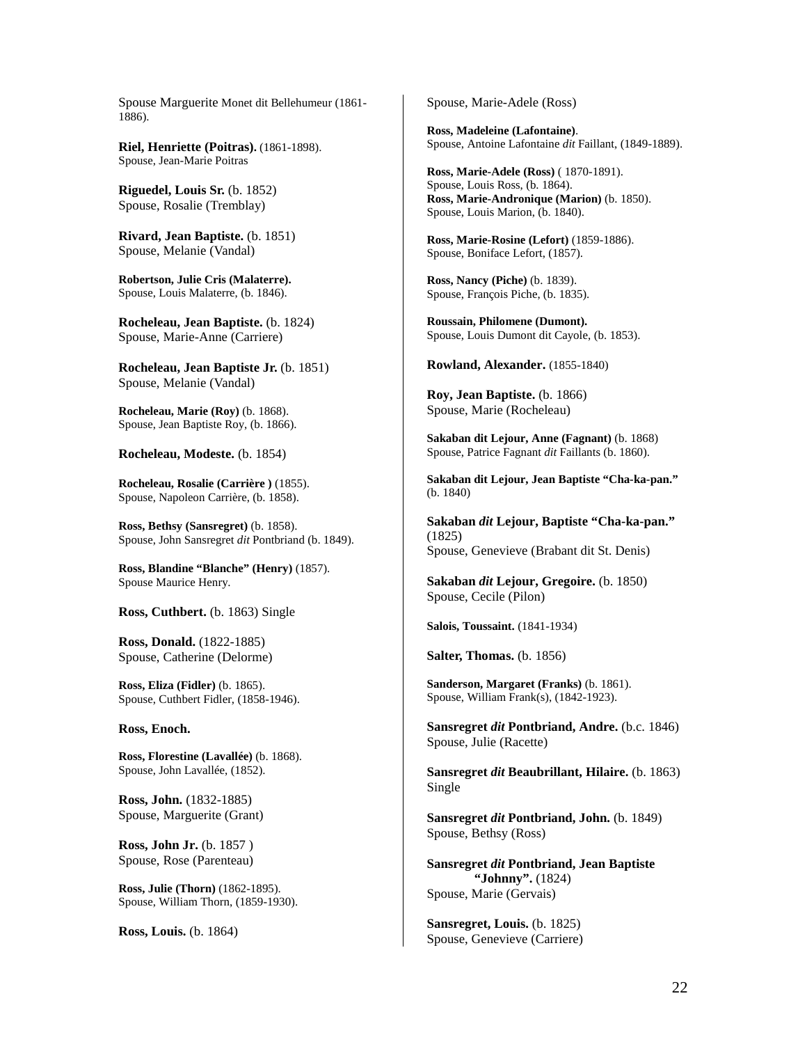Spouse Marguerite Monet dit Bellehumeur (1861-1886).

**Riel, Henriette (Poitras).** (1861-1898).
Spouse, Jean-Marie Poitras

**Riguedel, Louis Sr.** (b. 1852)
Spouse, Rosalie (Tremblay)

**Rivard, Jean Baptiste.** (b. 1851)
Spouse, Melanie (Vandal)

**Robertson, Julie Cris (Malaterre).**
Spouse, Louis Malaterre, (b. 1846).

**Rocheleau, Jean Baptiste.** (b. 1824)
Spouse, Marie-Anne (Carriere)

**Rocheleau, Jean Baptiste Jr.** (b. 1851)
Spouse, Melanie (Vandal)

**Rocheleau, Marie (Roy)** (b. 1868).
Spouse, Jean Baptiste Roy, (b. 1866).

**Rocheleau, Modeste.** (b. 1854)

**Rocheleau, Rosalie (Carrière )** (1855).
Spouse, Napoleon Carrière, (b. 1858).

**Ross, Bethsy (Sansregret)** (b. 1858).
Spouse, John Sansregret *dit* Pontbriand (b. 1849).

**Ross, Blandine "Blanche" (Henry)** (1857).
Spouse Maurice Henry.

**Ross, Cuthbert.** (b. 1863) Single

**Ross, Donald.** (1822-1885)
Spouse, Catherine (Delorme)

**Ross, Eliza (Fidler)** (b. 1865).
Spouse, Cuthbert Fidler, (1858-1946).

**Ross, Enoch.**

**Ross, Florestine (Lavallée)** (b. 1868).
Spouse, John Lavallée, (1852).

**Ross, John.** (1832-1885)
Spouse, Marguerite (Grant)

**Ross, John Jr.** (b. 1857 )
Spouse, Rose (Parenteau)

**Ross, Julie (Thorn)** (1862-1895).
Spouse, William Thorn, (1859-1930).

**Ross, Louis.** (b. 1864)
Spouse, Marie-Adele (Ross)

**Ross, Madeleine (Lafontaine)**.
Spouse, Antoine Lafontaine *dit* Faillant, (1849-1889).

**Ross, Marie-Adele (Ross)** ( 1870-1891).
Spouse, Louis Ross, (b. 1864).
**Ross, Marie-Andronique (Marion)** (b. 1850).
Spouse, Louis Marion, (b. 1840).

**Ross, Marie-Rosine (Lefort)** (1859-1886).
Spouse, Boniface Lefort, (1857).

**Ross, Nancy (Piche)** (b. 1839).
Spouse, François Piche, (b. 1835).

**Roussain, Philomene (Dumont).**
Spouse, Louis Dumont dit Cayole, (b. 1853).

**Rowland, Alexander.** (1855-1840)

**Roy, Jean Baptiste.** (b. 1866)
Spouse, Marie (Rocheleau)

**Sakaban dit Lejour, Anne (Fagnant)** (b. 1868)
Spouse, Patrice Fagnant *dit* Faillants (b. 1860).

**Sakaban dit Lejour, Jean Baptiste "Cha-ka-pan."** (b. 1840)

**Sakaban *dit* Lejour, Baptiste "Cha-ka-pan."** (1825)
Spouse, Genevieve (Brabant dit St. Denis)

**Sakaban *dit* Lejour, Gregoire.** (b. 1850)
Spouse, Cecile (Pilon)

**Salois, Toussaint.** (1841-1934)

**Salter, Thomas.** (b. 1856)

**Sanderson, Margaret (Franks)** (b. 1861).
Spouse, William Frank(s), (1842-1923).

**Sansregret *dit* Pontbriand, Andre.** (b.c. 1846)
Spouse, Julie (Racette)

**Sansregret *dit* Beaubrillant, Hilaire.** (b. 1863)
Single

**Sansregret *dit* Pontbriand, John.** (b. 1849)
Spouse, Bethsy (Ross)

**Sansregret *dit* Pontbriand, Jean Baptiste "Johnny".** (1824)
Spouse, Marie (Gervais)

**Sansregret, Louis.** (b. 1825)
Spouse, Genevieve (Carriere)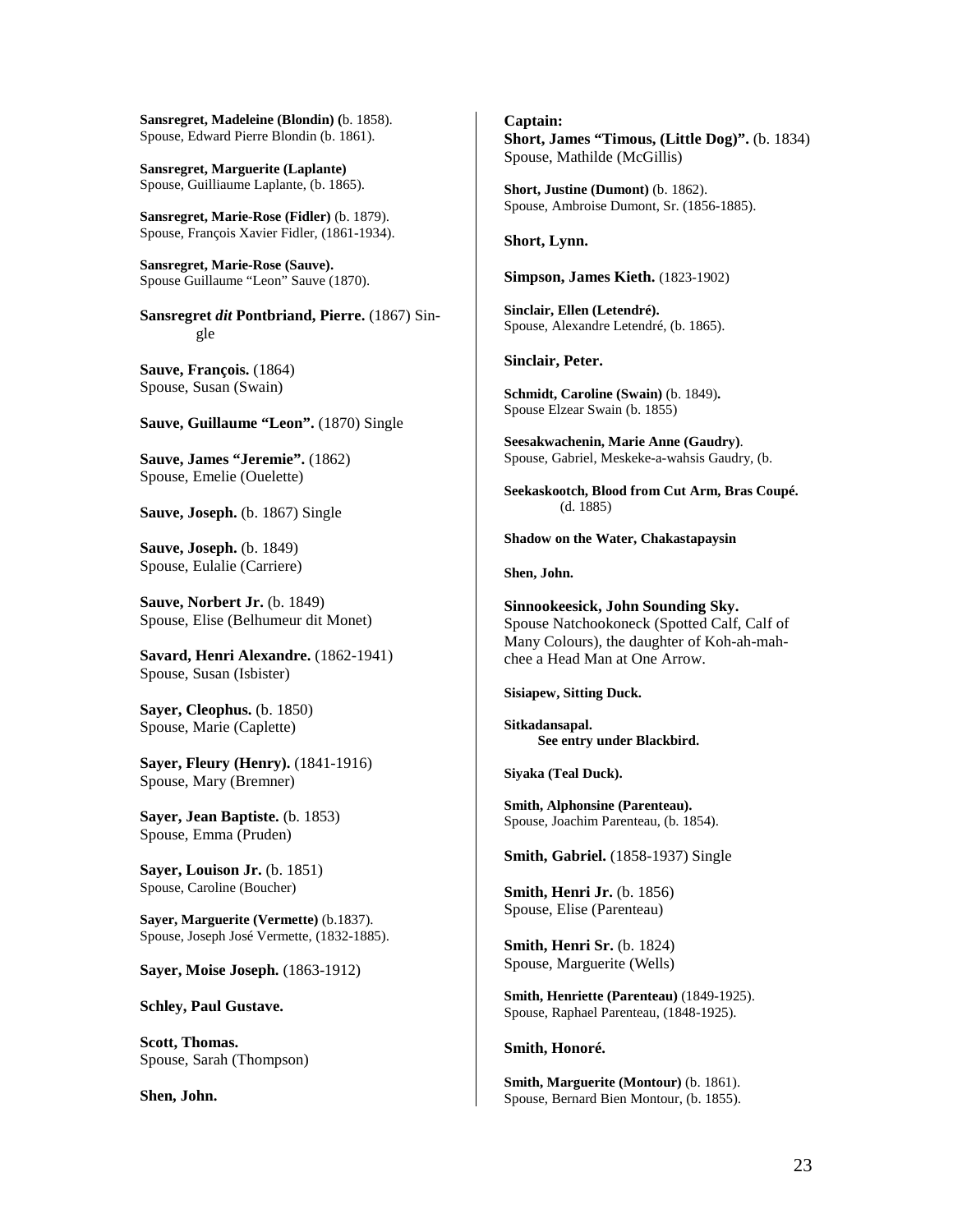**Sansregret, Madeleine (Blondin) (**b. 1858).
Spouse, Edward Pierre Blondin (b. 1861).

**Sansregret, Marguerite (Laplante)**
Spouse, Guilliaume Laplante, (b. 1865).

**Sansregret, Marie-Rose (Fidler)** (b. 1879).
Spouse, François Xavier Fidler, (1861-1934).

**Sansregret, Marie-Rose (Sauve).**
Spouse Guillaume "Leon" Sauve (1870).

**Sansregret *dit* Pontbriand, Pierre.** (1867) Single

**Sauve, François.** (1864)
Spouse, Susan (Swain)

**Sauve, Guillaume "Leon".** (1870) Single

**Sauve, James "Jeremie".** (1862)
Spouse, Emelie (Ouelette)

**Sauve, Joseph.** (b. 1867) Single

**Sauve, Joseph.** (b. 1849)
Spouse, Eulalie (Carriere)

**Sauve, Norbert Jr.** (b. 1849)
Spouse, Elise (Belhumeur dit Monet)

**Savard, Henri Alexandre.** (1862-1941)
Spouse, Susan (Isbister)

**Sayer, Cleophus.** (b. 1850)
Spouse, Marie (Caplette)

**Sayer, Fleury (Henry).** (1841-1916)
Spouse, Mary (Bremner)

**Sayer, Jean Baptiste.** (b. 1853)
Spouse, Emma (Pruden)

**Sayer, Louison Jr.** (b. 1851)
Spouse, Caroline (Boucher)

**Sayer, Marguerite (Vermette)** (b.1837).
Spouse, Joseph José Vermette, (1832-1885).

**Sayer, Moise Joseph.** (1863-1912)

**Schley, Paul Gustave.**

**Scott, Thomas.**
Spouse, Sarah (Thompson)

**Shen, John.**

**Captain:**
**Short, James "Timous, (Little Dog)".** (b. 1834)
Spouse, Mathilde (McGillis)

**Short, Justine (Dumont)** (b. 1862).
Spouse, Ambroise Dumont, Sr. (1856-1885).

**Short, Lynn.**

**Simpson, James Kieth.** (1823-1902)

**Sinclair, Ellen (Letendré).**
Spouse, Alexandre Letendré, (b. 1865).

**Sinclair, Peter.**

**Schmidt, Caroline (Swain)** (b. 1849)**.**
Spouse Elzear Swain (b. 1855)

**Seesakwachenin, Marie Anne (Gaudry)**.
Spouse, Gabriel, Meskeke-a-wahsis Gaudry, (b.

**Seekaskootch, Blood from Cut Arm, Bras Coupé.** (d. 1885)

**Shadow on the Water, Chakastapaysin**

**Shen, John.**

**Sinnookeesick, John Sounding Sky.**
Spouse Natchookoneck (Spotted Calf, Calf of Many Colours), the daughter of Koh-ah-mah-chee a Head Man at One Arrow.

**Sisiapew, Sitting Duck.**

**Sitkadansapal.**
**See entry under Blackbird.**

**Siyaka (Teal Duck).**

**Smith, Alphonsine (Parenteau).**
Spouse, Joachim Parenteau, (b. 1854).

**Smith, Gabriel.** (1858-1937) Single

**Smith, Henri Jr.** (b. 1856)
Spouse, Elise (Parenteau)

**Smith, Henri Sr.** (b. 1824)
Spouse, Marguerite (Wells)

**Smith, Henriette (Parenteau)** (1849-1925).
Spouse, Raphael Parenteau, (1848-1925).

**Smith, Honoré.**

**Smith, Marguerite (Montour)** (b. 1861).
Spouse, Bernard Bien Montour, (b. 1855).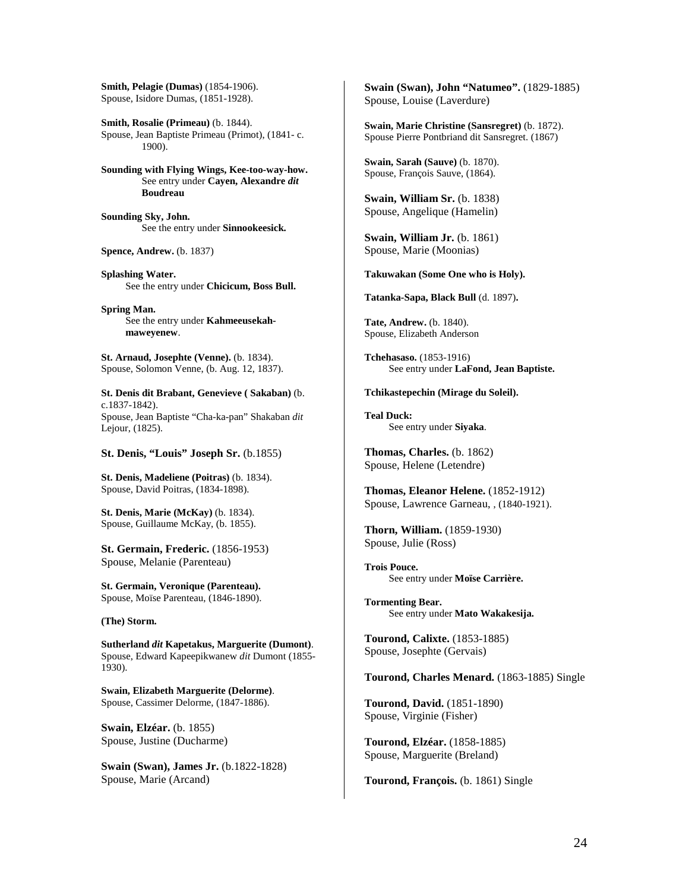**Smith, Pelagie (Dumas)** (1854-1906).
Spouse, Isidore Dumas, (1851-1928).

**Smith, Rosalie (Primeau)** (b. 1844).
Spouse, Jean Baptiste Primeau (Primot), (1841- c. 1900).

**Sounding with Flying Wings, Kee-too-way-how.**
See entry under **Cayen, Alexandre *dit* Boudreau**

**Sounding Sky, John.**
See the entry under **Sinnookeesick.**

**Spence, Andrew.** (b. 1837)

**Splashing Water.**
See the entry under **Chicicum, Boss Bull.**

**Spring Man.**
See the entry under **Kahmeeusekah-maweyenew**.

**St. Arnaud, Josephte (Venne).** (b. 1834).
Spouse, Solomon Venne, (b. Aug. 12, 1837).

**St. Denis dit Brabant, Genevieve ( Sakaban)** (b. c.1837-1842).
Spouse, Jean Baptiste "Cha-ka-pan" Shakaban *dit* Lejour, (1825).

**St. Denis, "Louis" Joseph Sr.** (b.1855)

**St. Denis, Madeliene (Poitras)** (b. 1834).
Spouse, David Poitras, (1834-1898).

**St. Denis, Marie (McKay)** (b. 1834).
Spouse, Guillaume McKay, (b. 1855).

**St. Germain, Frederic.** (1856-1953)
Spouse, Melanie (Parenteau)

**St. Germain, Veronique (Parenteau).**
Spouse, Moïse Parenteau, (1846-1890).

**(The) Storm.**

**Sutherland *dit* Kapetakus, Marguerite (Dumont)**.
Spouse, Edward Kapeepikwanew *dit* Dumont (1855-1930).

**Swain, Elizabeth Marguerite (Delorme)**.
Spouse, Cassimer Delorme, (1847-1886).

**Swain, Elzéar.** (b. 1855)
Spouse, Justine (Ducharme)

**Swain (Swan), James Jr.** (b.1822-1828)
Spouse, Marie (Arcand)

**Swain (Swan), John "Natumeo".** (1829-1885)
Spouse, Louise (Laverdure)

**Swain, Marie Christine (Sansregret)** (b. 1872).
Spouse Pierre Pontbriand dit Sansregret. (1867)

**Swain, Sarah (Sauve)** (b. 1870).
Spouse, François Sauve, (1864).

**Swain, William Sr.** (b. 1838)
Spouse, Angelique (Hamelin)

**Swain, William Jr.** (b. 1861)
Spouse, Marie (Moonias)

**Takuwakan (Some One who is Holy).**

**Tatanka-Sapa, Black Bull** (d. 1897)**.**

**Tate, Andrew.** (b. 1840).
Spouse, Elizabeth Anderson

**Tchehasaso.** (1853-1916)
See entry under **LaFond, Jean Baptiste.**

**Tchikastepechin (Mirage du Soleil).**

**Teal Duck:**
See entry under **Siyaka**.

**Thomas, Charles.** (b. 1862)
Spouse, Helene (Letendre)

**Thomas, Eleanor Helene.** (1852-1912)
Spouse, Lawrence Garneau, , (1840-1921).

**Thorn, William.** (1859-1930)
Spouse, Julie (Ross)

**Trois Pouce.**
See entry under **Moïse Carrière.**

**Tormenting Bear.**
See entry under **Mato Wakakesija.**

**Tourond, Calixte.** (1853-1885)
Spouse, Josephte (Gervais)

**Tourond, Charles Menard.** (1863-1885) Single

**Tourond, David.** (1851-1890)
Spouse, Virginie (Fisher)

**Tourond, Elzéar.** (1858-1885)
Spouse, Marguerite (Breland)

**Tourond, François.** (b. 1861) Single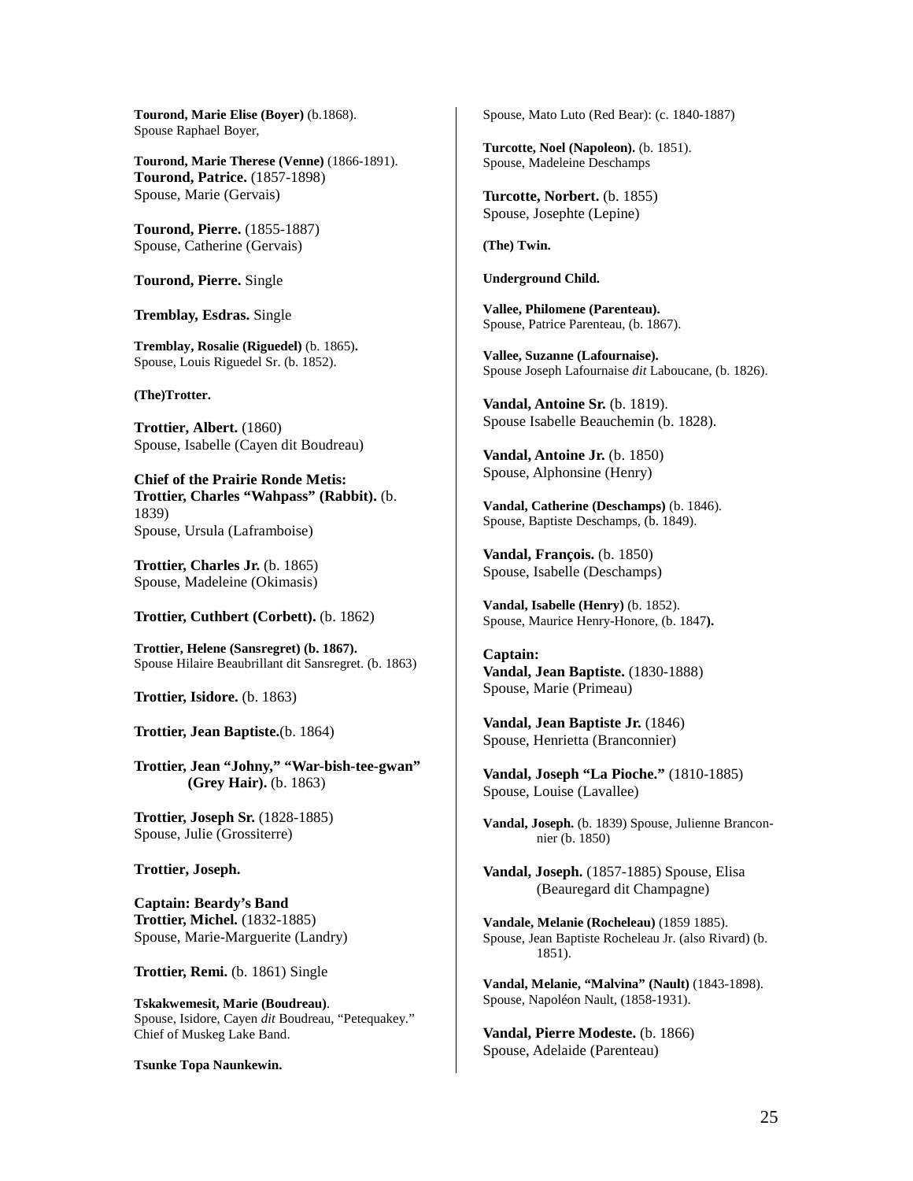**Tourond, Marie Elise (Boyer)** (b.1868).
Spouse Raphael Boyer,

**Tourond, Marie Therese (Venne)** (1866-1891).
**Tourond, Patrice.** (1857-1898)
Spouse, Marie (Gervais)

**Tourond, Pierre.** (1855-1887)
Spouse, Catherine (Gervais)

**Tourond, Pierre.** Single

**Tremblay, Esdras.** Single

**Tremblay, Rosalie (Riguedel)** (b. 1865).
Spouse, Louis Riguedel Sr. (b. 1852).

**(The)Trotter.**

**Trottier, Albert.** (1860)
Spouse, Isabelle (Cayen dit Boudreau)

**Chief of the Prairie Ronde Metis:**
**Trottier, Charles "Wahpass" (Rabbit).** (b. 1839)
Spouse, Ursula (Laframboise)

**Trottier, Charles Jr.** (b. 1865)
Spouse, Madeleine (Okimasis)

**Trottier, Cuthbert (Corbett).** (b. 1862)

**Trottier, Helene (Sansregret) (b. 1867).**
Spouse Hilaire Beaubrillant dit Sansregret. (b. 1863)

**Trottier, Isidore.** (b. 1863)

**Trottier, Jean Baptiste.**(b. 1864)

**Trottier, Jean "Johny," "War-bish-tee-gwan" (Grey Hair).** (b. 1863)

**Trottier, Joseph Sr.** (1828-1885)
Spouse, Julie (Grossiterre)

**Trottier, Joseph.**

**Captain: Beardy's Band**
**Trottier, Michel.** (1832-1885)
Spouse, Marie-Marguerite (Landry)

**Trottier, Remi.** (b. 1861) Single

**Tskakwemesit, Marie (Boudreau)**.
Spouse, Isidore, Cayen *dit* Boudreau, "Petequakey." Chief of Muskeg Lake Band.

**Tsunke Topa Naunkewin.**
Spouse, Mato Luto (Red Bear): (c. 1840-1887)

**Turcotte, Noel (Napoleon).** (b. 1851).
Spouse, Madeleine Deschamps

**Turcotte, Norbert.** (b. 1855)
Spouse, Josephte (Lepine)

**(The) Twin.**

**Underground Child.**

**Vallee, Philomene (Parenteau).**
Spouse, Patrice Parenteau, (b. 1867).

**Vallee, Suzanne (Lafournaise).**
Spouse Joseph Lafournaise *dit* Laboucane, (b. 1826).

**Vandal, Antoine Sr.** (b. 1819).
Spouse Isabelle Beauchemin (b. 1828).

**Vandal, Antoine Jr.** (b. 1850)
Spouse, Alphonsine (Henry)

**Vandal, Catherine (Deschamps)** (b. 1846).
Spouse, Baptiste Deschamps, (b. 1849).

**Vandal, François.** (b. 1850)
Spouse, Isabelle (Deschamps)

**Vandal, Isabelle (Henry)** (b. 1852).
Spouse, Maurice Henry-Honore, (b. 1847**).**

**Captain:**
**Vandal, Jean Baptiste.** (1830-1888)
Spouse, Marie (Primeau)

**Vandal, Jean Baptiste Jr.** (1846)
Spouse, Henrietta (Branconnier)

**Vandal, Joseph "La Pioche."** (1810-1885)
Spouse, Louise (Lavallee)

**Vandal, Joseph.** (b. 1839) Spouse, Julienne Branconnier (b. 1850)

**Vandal, Joseph.** (1857-1885) Spouse, Elisa (Beauregard dit Champagne)

**Vandale, Melanie (Rocheleau)** (1859 1885).
Spouse, Jean Baptiste Rocheleau Jr. (also Rivard) (b. 1851).

**Vandal, Melanie, "Malvina" (Nault)** (1843-1898).
Spouse, Napoléon Nault, (1858-1931).

**Vandal, Pierre Modeste.** (b. 1866)
Spouse, Adelaide (Parenteau)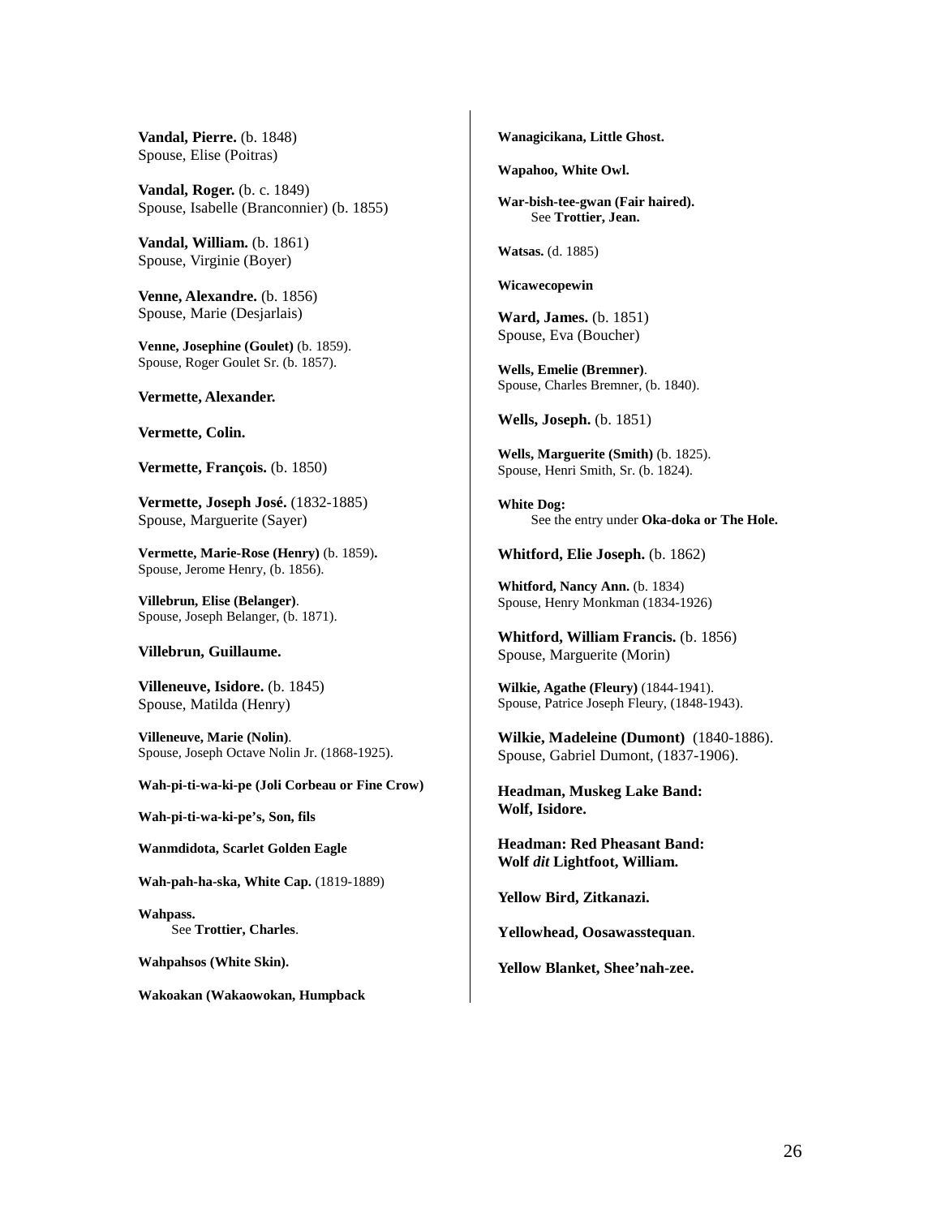**Vandal, Pierre.** (b. 1848)
Spouse, Elise (Poitras)

**Vandal, Roger.** (b. c. 1849)
Spouse, Isabelle (Branconnier) (b. 1855)

**Vandal, William.** (b. 1861)
Spouse, Virginie (Boyer)

**Venne, Alexandre.** (b. 1856)
Spouse, Marie (Desjarlais)

**Venne, Josephine (Goulet)** (b. 1859).
Spouse, Roger Goulet Sr. (b. 1857).

**Vermette, Alexander.**

**Vermette, Colin.**

**Vermette, François.** (b. 1850)

**Vermette, Joseph José.** (1832-1885)
Spouse, Marguerite (Sayer)

**Vermette, Marie-Rose (Henry)** (b. 1859).
Spouse, Jerome Henry, (b. 1856).

**Villebrun, Elise (Belanger)**.
Spouse, Joseph Belanger, (b. 1871).

**Villebrun, Guillaume.**

**Villeneuve, Isidore.** (b. 1845)
Spouse, Matilda (Henry)

**Villeneuve, Marie (Nolin)**.
Spouse, Joseph Octave Nolin Jr. (1868-1925).

**Wah-pi-ti-wa-ki-pe (Joli Corbeau or Fine Crow)**

**Wah-pi-ti-wa-ki-pe's, Son, fils**

**Wanmdidota, Scarlet Golden Eagle**

**Wah-pah-ha-ska, White Cap.** (1819-1889)

**Wahpass.**
See **Trottier, Charles**.

**Wahpahsos (White Skin).**

**Wakoakan (Wakaowokan, Humpback**

**Wanagicikana, Little Ghost.**

**Wapahoo, White Owl.**

**War-bish-tee-gwan (Fair haired).**
See **Trottier, Jean.**

**Watsas.** (d. 1885)

**Wicawecopewin**

**Ward, James.** (b. 1851)
Spouse, Eva (Boucher)

**Wells, Emelie (Bremner)**.
Spouse, Charles Bremner, (b. 1840).

**Wells, Joseph.** (b. 1851)

**Wells, Marguerite (Smith)** (b. 1825).
Spouse, Henri Smith, Sr. (b. 1824).

**White Dog:**
See the entry under **Oka-doka or The Hole.**

**Whitford, Elie Joseph.** (b. 1862)

**Whitford, Nancy Ann.** (b. 1834)
Spouse, Henry Monkman (1834-1926)

**Whitford, William Francis.** (b. 1856)
Spouse, Marguerite (Morin)

**Wilkie, Agathe (Fleury)** (1844-1941).
Spouse, Patrice Joseph Fleury, (1848-1943).

**Wilkie, Madeleine (Dumont)** (1840-1886).
Spouse, Gabriel Dumont, (1837-1906).

**Headman, Muskeg Lake Band:**
**Wolf, Isidore.**

**Headman: Red Pheasant Band:**
**Wolf *dit* Lightfoot, William.**

**Yellow Bird, Zitkanazi.**

**Yellowhead, Oosawasstequan**.

**Yellow Blanket, Shee'nah-zee.**